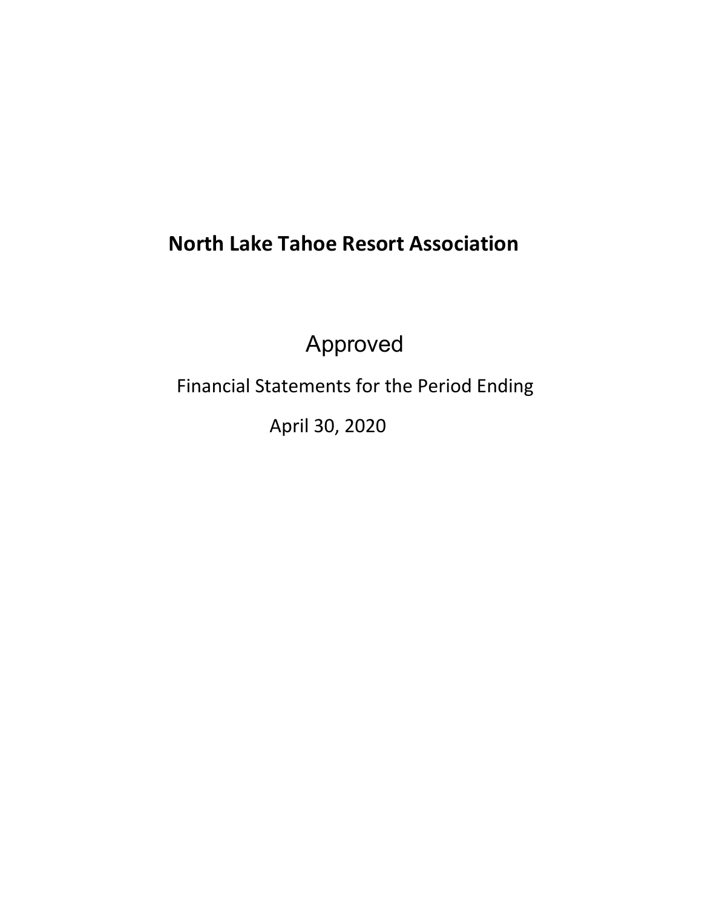# North Lake Tahoe Resort Association

Approved

Financial Statements for the Period Ending

April 30, 2020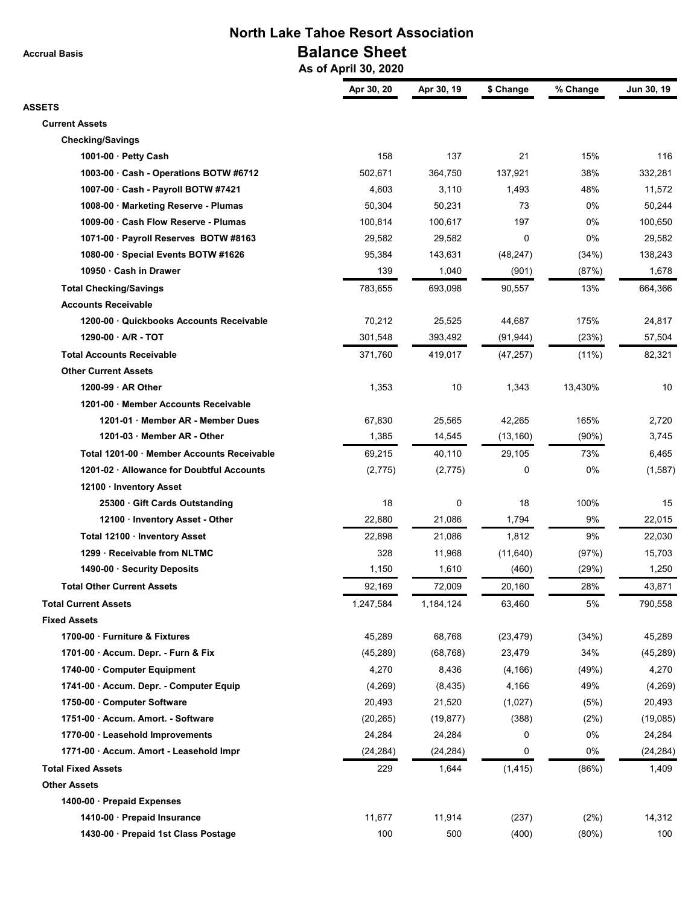Accrual Basis

# North Lake Tahoe Resort Association

## Balance Sheet

### As of April 30, 2020

| | Apr 30, 20 | Apr 30, 19 | $ Change | % Change | Jun 30, 19 |
|---|---|---|---|---|---|
| **ASSETS** | | | | | |
| **Current Assets** | | | | | |
| **Checking/Savings** | | | | | |
| 1001-00 · Petty Cash | 158 | 137 | 21 | 15% | 116 |
| 1003-00 · Cash - Operations BOTW #6712 | 502,671 | 364,750 | 137,921 | 38% | 332,281 |
| 1007-00 · Cash - Payroll BOTW #7421 | 4,603 | 3,110 | 1,493 | 48% | 11,572 |
| 1008-00 · Marketing Reserve - Plumas | 50,304 | 50,231 | 73 | 0% | 50,244 |
| 1009-00 · Cash Flow Reserve - Plumas | 100,814 | 100,617 | 197 | 0% | 100,650 |
| 1071-00 · Payroll Reserves BOTW #8163 | 29,582 | 29,582 | 0 | 0% | 29,582 |
| 1080-00 · Special Events BOTW #1626 | 95,384 | 143,631 | (48,247) | (34%) | 138,243 |
| 10950 · Cash in Drawer | 139 | 1,040 | (901) | (87%) | 1,678 |
| **Total Checking/Savings** | 783,655 | 693,098 | 90,557 | 13% | 664,366 |
| **Accounts Receivable** | | | | | |
| 1200-00 · Quickbooks Accounts Receivable | 70,212 | 25,525 | 44,687 | 175% | 24,817 |
| 1290-00 · A/R - TOT | 301,548 | 393,492 | (91,944) | (23%) | 57,504 |
| **Total Accounts Receivable** | 371,760 | 419,017 | (47,257) | (11%) | 82,321 |
| **Other Current Assets** | | | | | |
| 1200-99 · AR Other | 1,353 | 10 | 1,343 | 13,430% | 10 |
| 1201-00 · Member Accounts Receivable | | | | | |
| 1201-01 · Member AR - Member Dues | 67,830 | 25,565 | 42,265 | 165% | 2,720 |
| 1201-03 · Member AR - Other | 1,385 | 14,545 | (13,160) | (90%) | 3,745 |
| Total 1201-00 · Member Accounts Receivable | 69,215 | 40,110 | 29,105 | 73% | 6,465 |
| 1201-02 · Allowance for Doubtful Accounts | (2,775) | (2,775) | 0 | 0% | (1,587) |
| 12100 · Inventory Asset | | | | | |
| 25300 · Gift Cards Outstanding | 18 | 0 | 18 | 100% | 15 |
| 12100 · Inventory Asset - Other | 22,880 | 21,086 | 1,794 | 9% | 22,015 |
| Total 12100 · Inventory Asset | 22,898 | 21,086 | 1,812 | 9% | 22,030 |
| 1299 · Receivable from NLTMC | 328 | 11,968 | (11,640) | (97%) | 15,703 |
| 1490-00 · Security Deposits | 1,150 | 1,610 | (460) | (29%) | 1,250 |
| **Total Other Current Assets** | 92,169 | 72,009 | 20,160 | 28% | 43,871 |
| **Total Current Assets** | 1,247,584 | 1,184,124 | 63,460 | 5% | 790,558 |
| **Fixed Assets** | | | | | |
| 1700-00 · Furniture & Fixtures | 45,289 | 68,768 | (23,479) | (34%) | 45,289 |
| 1701-00 · Accum. Depr. - Furn & Fix | (45,289) | (68,768) | 23,479 | 34% | (45,289) |
| 1740-00 · Computer Equipment | 4,270 | 8,436 | (4,166) | (49%) | 4,270 |
| 1741-00 · Accum. Depr. - Computer Equip | (4,269) | (8,435) | 4,166 | 49% | (4,269) |
| 1750-00 · Computer Software | 20,493 | 21,520 | (1,027) | (5%) | 20,493 |
| 1751-00 · Accum. Amort. - Software | (20,265) | (19,877) | (388) | (2%) | (19,085) |
| 1770-00 · Leasehold Improvements | 24,284 | 24,284 | 0 | 0% | 24,284 |
| 1771-00 · Accum. Amort - Leasehold Impr | (24,284) | (24,284) | 0 | 0% | (24,284) |
| **Total Fixed Assets** | 229 | 1,644 | (1,415) | (86%) | 1,409 |
| **Other Assets** | | | | | |
| 1400-00 · Prepaid Expenses | | | | | |
| 1410-00 · Prepaid Insurance | 11,677 | 11,914 | (237) | (2%) | 14,312 |
| 1430-00 · Prepaid 1st Class Postage | 100 | 500 | (400) | (80%) | 100 |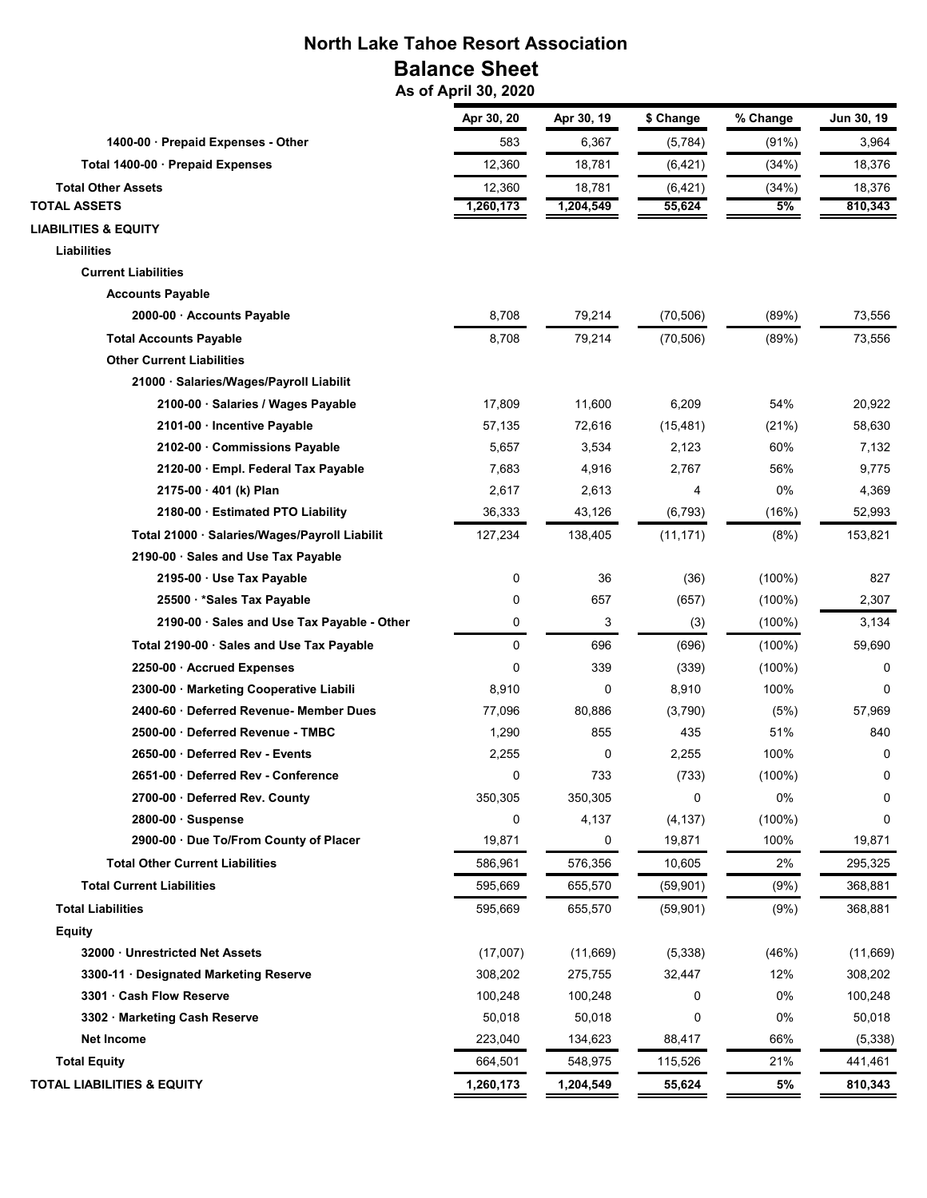# North Lake Tahoe Resort Association
## Balance Sheet
### As of April 30, 2020

| | Apr 30, 20 | Apr 30, 19 | $ Change | % Change | Jun 30, 19 |
|---|---|---|---|---|---|
| 1400-00 · Prepaid Expenses - Other | 583 | 6,367 | (5,784) | (91%) | 3,964 |
| Total 1400-00 · Prepaid Expenses | 12,360 | 18,781 | (6,421) | (34%) | 18,376 |
| Total Other Assets | 12,360 | 18,781 | (6,421) | (34%) | 18,376 |
| **TOTAL ASSETS** | **1,260,173** | **1,204,549** | **55,624** | **5%** | **810,343** |
| **LIABILITIES & EQUITY** | | | | | |
| **Liabilities** | | | | | |
| **Current Liabilities** | | | | | |
| **Accounts Payable** | | | | | |
| 2000-00 · Accounts Payable | 8,708 | 79,214 | (70,506) | (89%) | 73,556 |
| **Total Accounts Payable** | 8,708 | 79,214 | (70,506) | (89%) | 73,556 |
| **Other Current Liabilities** | | | | | |
| 21000 · Salaries/Wages/Payroll Liabilit | | | | | |
| 2100-00 · Salaries / Wages Payable | 17,809 | 11,600 | 6,209 | 54% | 20,922 |
| 2101-00 · Incentive Payable | 57,135 | 72,616 | (15,481) | (21%) | 58,630 |
| 2102-00 · Commissions Payable | 5,657 | 3,534 | 2,123 | 60% | 7,132 |
| 2120-00 · Empl. Federal Tax Payable | 7,683 | 4,916 | 2,767 | 56% | 9,775 |
| 2175-00 · 401 (k) Plan | 2,617 | 2,613 | 4 | 0% | 4,369 |
| 2180-00 · Estimated PTO Liability | 36,333 | 43,126 | (6,793) | (16%) | 52,993 |
| Total 21000 · Salaries/Wages/Payroll Liabilit | 127,234 | 138,405 | (11,171) | (8%) | 153,821 |
| 2190-00 · Sales and Use Tax Payable | | | | | |
| 2195-00 · Use Tax Payable | 0 | 36 | (36) | (100%) | 827 |
| 25500 · *Sales Tax Payable | 0 | 657 | (657) | (100%) | 2,307 |
| 2190-00 · Sales and Use Tax Payable - Other | 0 | 3 | (3) | (100%) | 3,134 |
| Total 2190-00 · Sales and Use Tax Payable | 0 | 696 | (696) | (100%) | 59,690 |
| 2250-00 · Accrued Expenses | 0 | 339 | (339) | (100%) | 0 |
| 2300-00 · Marketing Cooperative Liabili | 8,910 | 0 | 8,910 | 100% | 0 |
| 2400-60 · Deferred Revenue- Member Dues | 77,096 | 80,886 | (3,790) | (5%) | 57,969 |
| 2500-00 · Deferred Revenue - TMBC | 1,290 | 855 | 435 | 51% | 840 |
| 2650-00 · Deferred Rev - Events | 2,255 | 0 | 2,255 | 100% | 0 |
| 2651-00 · Deferred Rev - Conference | 0 | 733 | (733) | (100%) | 0 |
| 2700-00 · Deferred Rev. County | 350,305 | 350,305 | 0 | 0% | 0 |
| 2800-00 · Suspense | 0 | 4,137 | (4,137) | (100%) | 0 |
| 2900-00 · Due To/From County of Placer | 19,871 | 0 | 19,871 | 100% | 19,871 |
| **Total Other Current Liabilities** | 586,961 | 576,356 | 10,605 | 2% | 295,325 |
| **Total Current Liabilities** | 595,669 | 655,570 | (59,901) | (9%) | 368,881 |
| **Total Liabilities** | 595,669 | 655,570 | (59,901) | (9%) | 368,881 |
| **Equity** | | | | | |
| 32000 · Unrestricted Net Assets | (17,007) | (11,669) | (5,338) | (46%) | (11,669) |
| 3300-11 · Designated Marketing Reserve | 308,202 | 275,755 | 32,447 | 12% | 308,202 |
| 3301 · Cash Flow Reserve | 100,248 | 100,248 | 0 | 0% | 100,248 |
| 3302 · Marketing Cash Reserve | 50,018 | 50,018 | 0 | 0% | 50,018 |
| Net Income | 223,040 | 134,623 | 88,417 | 66% | (5,338) |
| **Total Equity** | 664,501 | 548,975 | 115,526 | 21% | 441,461 |
| **TOTAL LIABILITIES & EQUITY** | **1,260,173** | **1,204,549** | **55,624** | **5%** | **810,343** |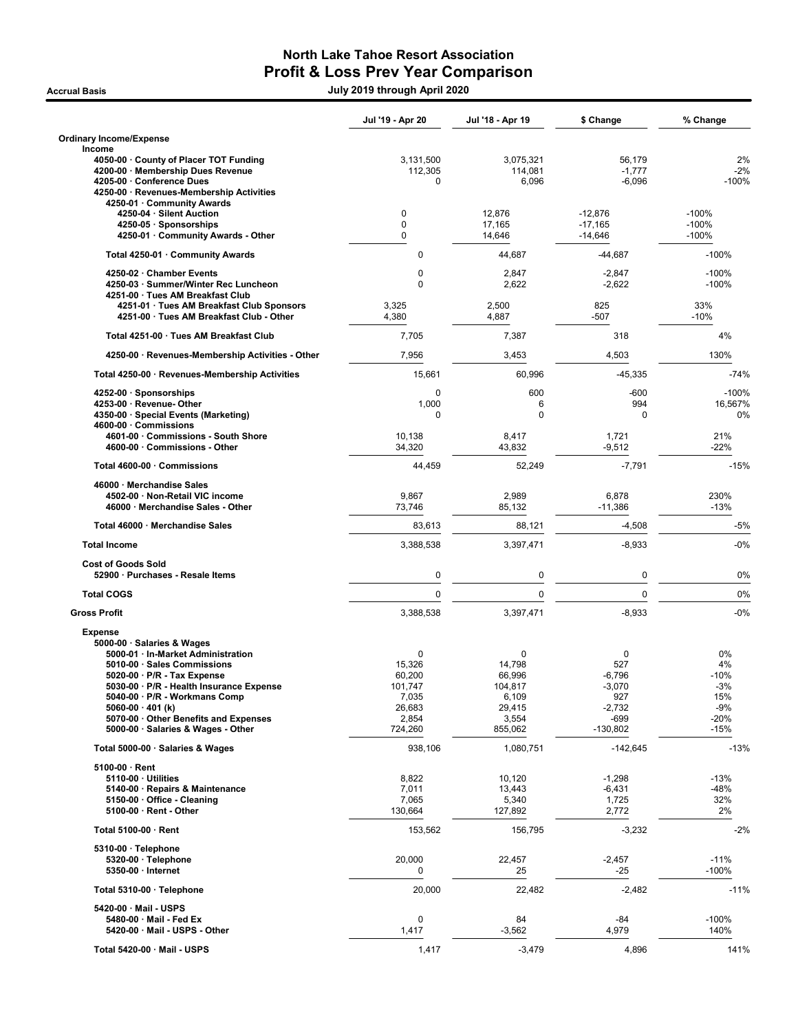# North Lake Tahoe Resort Association
## Profit & Loss Prev Year Comparison

**Accrual Basis** — **July 2019 through April 2020**

| | Jul '19 - Apr 20 | Jul '18 - Apr 19 | $ Change | % Change |
|---|---|---|---|---|
| **Ordinary Income/Expense** | | | | |
| **Income** | | | | |
| 4050-00 · County of Placer TOT Funding | 3,131,500 | 3,075,321 | 56,179 | 2% |
| 4200-00 · Membership Dues Revenue | 112,305 | 114,081 | -1,777 | -2% |
| 4205-00 · Conference Dues | 0 | 6,096 | -6,096 | -100% |
| 4250-00 · Revenues-Membership Activities | | | | |
| 4250-01 · Community Awards | | | | |
| 4250-04 · Silent Auction | 0 | 12,876 | -12,876 | -100% |
| 4250-05 · Sponsorships | 0 | 17,165 | -17,165 | -100% |
| 4250-01 · Community Awards - Other | 0 | 14,646 | -14,646 | -100% |
| Total 4250-01 · Community Awards | 0 | 44,687 | -44,687 | -100% |
| 4250-02 · Chamber Events | 0 | 2,847 | -2,847 | -100% |
| 4250-03 · Summer/Winter Rec Luncheon | 0 | 2,622 | -2,622 | -100% |
| 4251-00 · Tues AM Breakfast Club | | | | |
| 4251-01 · Tues AM Breakfast Club Sponsors | 3,325 | 2,500 | 825 | 33% |
| 4251-00 · Tues AM Breakfast Club - Other | 4,380 | 4,887 | -507 | -10% |
| Total 4251-00 · Tues AM Breakfast Club | 7,705 | 7,387 | 318 | 4% |
| 4250-00 · Revenues-Membership Activities - Other | 7,956 | 3,453 | 4,503 | 130% |
| Total 4250-00 · Revenues-Membership Activities | 15,661 | 60,996 | -45,335 | -74% |
| 4252-00 · Sponsorships | 0 | 600 | -600 | -100% |
| 4253-00 · Revenue- Other | 1,000 | 6 | 994 | 16,567% |
| 4350-00 · Special Events (Marketing) | 0 | 0 | 0 | 0% |
| 4600-00 · Commissions | | | | |
| 4601-00 · Commissions - South Shore | 10,138 | 8,417 | 1,721 | 21% |
| 4600-00 · Commissions - Other | 34,320 | 43,832 | -9,512 | -22% |
| Total 4600-00 · Commissions | 44,459 | 52,249 | -7,791 | -15% |
| 46000 · Merchandise Sales | | | | |
| 4502-00 · Non-Retail VIC income | 9,867 | 2,989 | 6,878 | 230% |
| 46000 · Merchandise Sales - Other | 73,746 | 85,132 | -11,386 | -13% |
| Total 46000 · Merchandise Sales | 83,613 | 88,121 | -4,508 | -5% |
| **Total Income** | 3,388,538 | 3,397,471 | -8,933 | -0% |
| **Cost of Goods Sold** | | | | |
| 52900 · Purchases - Resale Items | 0 | 0 | 0 | 0% |
| **Total COGS** | 0 | 0 | 0 | 0% |
| **Gross Profit** | 3,388,538 | 3,397,471 | -8,933 | -0% |
| **Expense** | | | | |
| 5000-00 · Salaries & Wages | | | | |
| 5000-01 · In-Market Administration | 0 | 0 | 0 | 0% |
| 5010-00 · Sales Commissions | 15,326 | 14,798 | 527 | 4% |
| 5020-00 · P/R - Tax Expense | 60,200 | 66,996 | -6,796 | -10% |
| 5030-00 · P/R - Health Insurance Expense | 101,747 | 104,817 | -3,070 | -3% |
| 5040-00 · P/R - Workmans Comp | 7,035 | 6,109 | 927 | 15% |
| 5060-00 · 401 (k) | 26,683 | 29,415 | -2,732 | -9% |
| 5070-00 · Other Benefits and Expenses | 2,854 | 3,554 | -699 | -20% |
| 5000-00 · Salaries & Wages - Other | 724,260 | 855,062 | -130,802 | -15% |
| Total 5000-00 · Salaries & Wages | 938,106 | 1,080,751 | -142,645 | -13% |
| 5100-00 · Rent | | | | |
| 5110-00 · Utilities | 8,822 | 10,120 | -1,298 | -13% |
| 5140-00 · Repairs & Maintenance | 7,011 | 13,443 | -6,431 | -48% |
| 5150-00 · Office - Cleaning | 7,065 | 5,340 | 1,725 | 32% |
| 5100-00 · Rent - Other | 130,664 | 127,892 | 2,772 | 2% |
| Total 5100-00 · Rent | 153,562 | 156,795 | -3,232 | -2% |
| 5310-00 · Telephone | | | | |
| 5320-00 · Telephone | 20,000 | 22,457 | -2,457 | -11% |
| 5350-00 · Internet | 0 | 25 | -25 | -100% |
| Total 5310-00 · Telephone | 20,000 | 22,482 | -2,482 | -11% |
| 5420-00 · Mail - USPS | | | | |
| 5480-00 · Mail - Fed Ex | 0 | 84 | -84 | -100% |
| 5420-00 · Mail - USPS - Other | 1,417 | -3,562 | 4,979 | 140% |
| Total 5420-00 · Mail - USPS | 1,417 | -3,479 | 4,896 | 141% |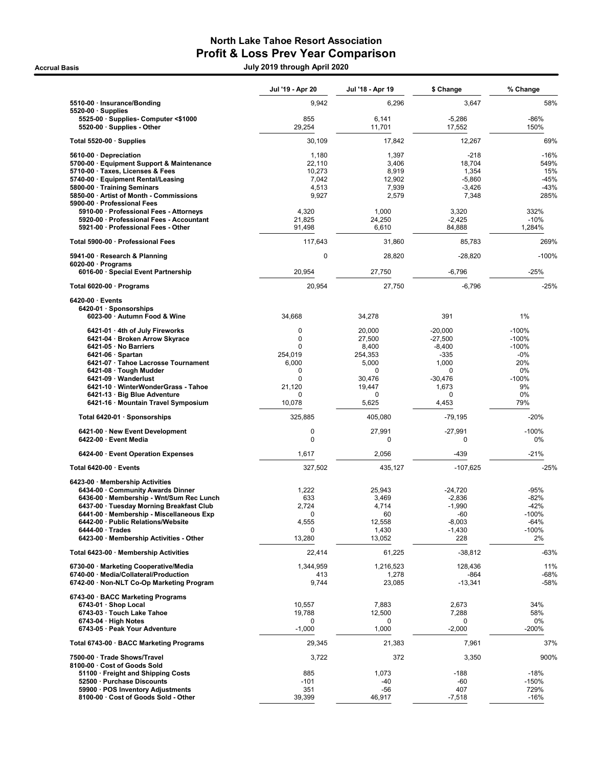# North Lake Tahoe Resort Association
## Profit & Loss Prev Year Comparison

**Accrual Basis** — July 2019 through April 2020

| | Jul '19 - Apr 20 | Jul '18 - Apr 19 | $ Change | % Change |
|---|---|---|---|---|
| 5510-00 · Insurance/Bonding | 9,942 | 6,296 | 3,647 | 58% |
| 5520-00 · Supplies | | | | |
| 5525-00 · Supplies- Computer <$1000 | 855 | 6,141 | -5,286 | -86% |
| 5520-00 · Supplies - Other | 29,254 | 11,701 | 17,552 | 150% |
| Total 5520-00 · Supplies | 30,109 | 17,842 | 12,267 | 69% |
| 5610-00 · Depreciation | 1,180 | 1,397 | -218 | -16% |
| 5700-00 · Equipment Support & Maintenance | 22,110 | 3,406 | 18,704 | 549% |
| 5710-00 · Taxes, Licenses & Fees | 10,273 | 8,919 | 1,354 | 15% |
| 5740-00 · Equipment Rental/Leasing | 7,042 | 12,902 | -5,860 | -45% |
| 5800-00 · Training Seminars | 4,513 | 7,939 | -3,426 | -43% |
| 5850-00 · Artist of Month - Commissions | 9,927 | 2,579 | 7,348 | 285% |
| 5900-00 · Professional Fees | | | | |
| 5910-00 · Professional Fees - Attorneys | 4,320 | 1,000 | 3,320 | 332% |
| 5920-00 · Professional Fees - Accountant | 21,825 | 24,250 | -2,425 | -10% |
| 5921-00 · Professional Fees - Other | 91,498 | 6,610 | 84,888 | 1,284% |
| Total 5900-00 · Professional Fees | 117,643 | 31,860 | 85,783 | 269% |
| 5941-00 · Research & Planning | 0 | 28,820 | -28,820 | -100% |
| 6020-00 · Programs | | | | |
| 6016-00 · Special Event Partnership | 20,954 | 27,750 | -6,796 | -25% |
| Total 6020-00 · Programs | 20,954 | 27,750 | -6,796 | -25% |
| 6420-00 · Events | | | | |
| 6420-01 · Sponsorships | | | | |
| 6023-00 · Autumn Food & Wine | 34,668 | 34,278 | 391 | 1% |
| 6421-01 · 4th of July Fireworks | 0 | 20,000 | -20,000 | -100% |
| 6421-04 · Broken Arrow Skyrace | 0 | 27,500 | -27,500 | -100% |
| 6421-05 · No Barriers | 0 | 8,400 | -8,400 | -100% |
| 6421-06 · Spartan | 254,019 | 254,353 | -335 | -0% |
| 6421-07 · Tahoe Lacrosse Tournament | 6,000 | 5,000 | 1,000 | 20% |
| 6421-08 · Tough Mudder | 0 | 0 | 0 | 0% |
| 6421-09 · Wanderlust | 0 | 30,476 | -30,476 | -100% |
| 6421-10 · WinterWonderGrass - Tahoe | 21,120 | 19,447 | 1,673 | 9% |
| 6421-13 · Big Blue Adventure | 0 | 0 | 0 | 0% |
| 6421-16 · Mountain Travel Symposium | 10,078 | 5,625 | 4,453 | 79% |
| Total 6420-01 · Sponsorships | 325,885 | 405,080 | -79,195 | -20% |
| 6421-00 · New Event Development | 0 | 27,991 | -27,991 | -100% |
| 6422-00 · Event Media | 0 | 0 | 0 | 0% |
| 6424-00 · Event Operation Expenses | 1,617 | 2,056 | -439 | -21% |
| Total 6420-00 · Events | 327,502 | 435,127 | -107,625 | -25% |
| 6423-00 · Membership Activities | | | | |
| 6434-00 · Community Awards Dinner | 1,222 | 25,943 | -24,720 | -95% |
| 6436-00 · Membership - Wnt/Sum Rec Lunch | 633 | 3,469 | -2,836 | -82% |
| 6437-00 · Tuesday Morning Breakfast Club | 2,724 | 4,714 | -1,990 | -42% |
| 6441-00 · Membership - Miscellaneous Exp | 0 | 60 | -60 | -100% |
| 6442-00 · Public Relations/Website | 4,555 | 12,558 | -8,003 | -64% |
| 6444-00 · Trades | 0 | 1,430 | -1,430 | -100% |
| 6423-00 · Membership Activities - Other | 13,280 | 13,052 | 228 | 2% |
| Total 6423-00 · Membership Activities | 22,414 | 61,225 | -38,812 | -63% |
| 6730-00 · Marketing Cooperative/Media | 1,344,959 | 1,216,523 | 128,436 | 11% |
| 6740-00 · Media/Collateral/Production | 413 | 1,278 | -864 | -68% |
| 6742-00 · Non-NLT Co-Op Marketing Program | 9,744 | 23,085 | -13,341 | -58% |
| 6743-00 · BACC Marketing Programs | | | | |
| 6743-01 · Shop Local | 10,557 | 7,883 | 2,673 | 34% |
| 6743-03 · Touch Lake Tahoe | 19,788 | 12,500 | 7,288 | 58% |
| 6743-04 · High Notes | 0 | 0 | 0 | 0% |
| 6743-05 · Peak Your Adventure | -1,000 | 1,000 | -2,000 | -200% |
| Total 6743-00 · BACC Marketing Programs | 29,345 | 21,383 | 7,961 | 37% |
| 7500-00 · Trade Shows/Travel | 3,722 | 372 | 3,350 | 900% |
| 8100-00 · Cost of Goods Sold | | | | |
| 51100 · Freight and Shipping Costs | 885 | 1,073 | -188 | -18% |
| 52500 · Purchase Discounts | -101 | -40 | -60 | -150% |
| 59900 · POS Inventory Adjustments | 351 | -56 | 407 | 729% |
| 8100-00 · Cost of Goods Sold - Other | 39,399 | 46,917 | -7,518 | -16% |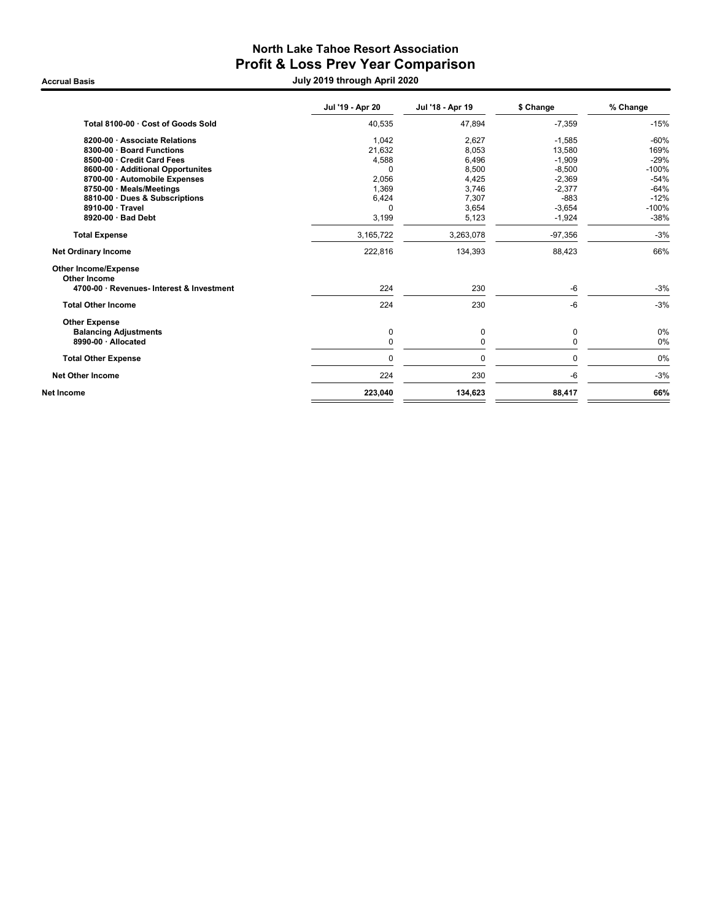# North Lake Tahoe Resort Association
## Profit & Loss Prev Year Comparison

**Accrual Basis** — **July 2019 through April 2020**

| | Jul '19 - Apr 20 | Jul '18 - Apr 19 | $ Change | % Change |
|---|---|---|---|---|
| **Total 8100-00 · Cost of Goods Sold** | 40,535 | 47,894 | -7,359 | -15% |
| **8200-00 · Associate Relations** | 1,042 | 2,627 | -1,585 | -60% |
| **8300-00 · Board Functions** | 21,632 | 8,053 | 13,580 | 169% |
| **8500-00 · Credit Card Fees** | 4,588 | 6,496 | -1,909 | -29% |
| **8600-00 · Additional Opportunites** | 0 | 8,500 | -8,500 | -100% |
| **8700-00 · Automobile Expenses** | 2,056 | 4,425 | -2,369 | -54% |
| **8750-00 · Meals/Meetings** | 1,369 | 3,746 | -2,377 | -64% |
| **8810-00 · Dues & Subscriptions** | 6,424 | 7,307 | -883 | -12% |
| **8910-00 · Travel** | 0 | 3,654 | -3,654 | -100% |
| **8920-00 · Bad Debt** | 3,199 | 5,123 | -1,924 | -38% |
| **Total Expense** | 3,165,722 | 3,263,078 | -97,356 | -3% |
| **Net Ordinary Income** | 222,816 | 134,393 | 88,423 | 66% |
| **Other Income/Expense** | | | | |
| **Other Income** | | | | |
| **4700-00 · Revenues- Interest & Investment** | 224 | 230 | -6 | -3% |
| **Total Other Income** | 224 | 230 | -6 | -3% |
| **Other Expense** | | | | |
| **Balancing Adjustments** | 0 | 0 | 0 | 0% |
| **8990-00 · Allocated** | 0 | 0 | 0 | 0% |
| **Total Other Expense** | 0 | 0 | 0 | 0% |
| **Net Other Income** | 224 | 230 | -6 | -3% |
| **Net Income** | **223,040** | **134,623** | **88,417** | **66%** |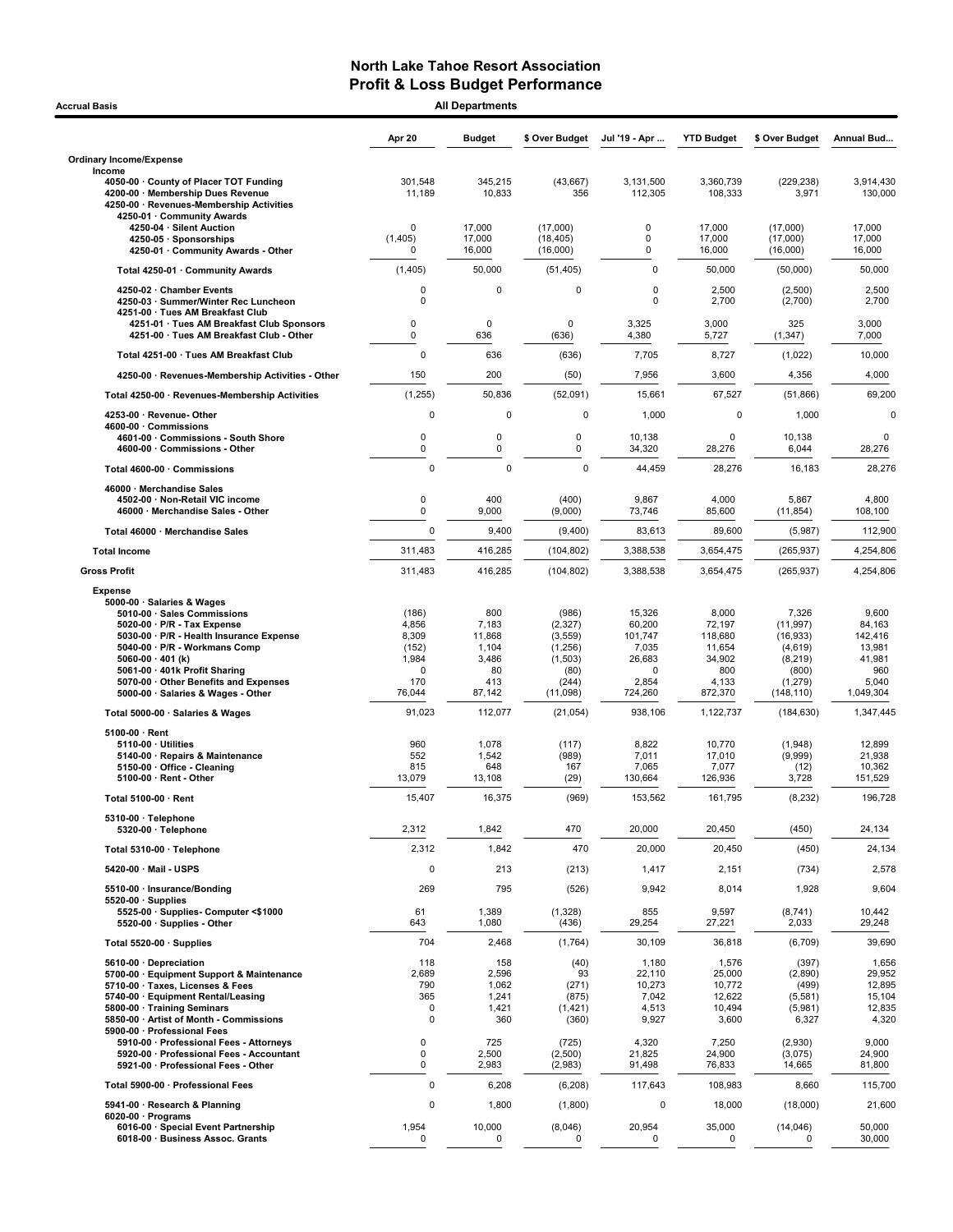# North Lake Tahoe Resort Association
## Profit & Loss Budget Performance

**Accrual Basis** — **All Departments**

| | Apr 20 | Budget | $ Over Budget | Jul '19 - Apr ... | YTD Budget | $ Over Budget | Annual Bud... |
|---|---|---|---|---|---|---|---|
| **Ordinary Income/Expense** | | | | | | | |
| **Income** | | | | | | | |
| 4050-00 · County of Placer TOT Funding | 301,548 | 345,215 | (43,667) | 3,131,500 | 3,360,739 | (229,238) | 3,914,430 |
| 4200-00 · Membership Dues Revenue | 11,189 | 10,833 | 356 | 112,305 | 108,333 | 3,971 | 130,000 |
| 4250-00 · Revenues-Membership Activities | | | | | | | |
| 4250-01 · Community Awards | | | | | | | |
| 4250-04 · Silent Auction | 0 | 17,000 | (17,000) | 0 | 17,000 | (17,000) | 17,000 |
| 4250-05 · Sponsorships | (1,405) | 17,000 | (18,405) | 0 | 17,000 | (17,000) | 17,000 |
| 4250-01 · Community Awards - Other | 0 | 16,000 | (16,000) | 0 | 16,000 | (16,000) | 16,000 |
| Total 4250-01 · Community Awards | (1,405) | 50,000 | (51,405) | 0 | 50,000 | (50,000) | 50,000 |
| 4250-02 · Chamber Events | 0 | 0 | 0 | 0 | 2,500 | (2,500) | 2,500 |
| 4250-03 · Summer/Winter Rec Luncheon | 0 | | | 0 | 2,700 | (2,700) | 2,700 |
| 4251-00 · Tues AM Breakfast Club | | | | | | | |
| 4251-01 · Tues AM Breakfast Club Sponsors | 0 | 0 | 0 | 3,325 | 3,000 | 325 | 3,000 |
| 4251-00 · Tues AM Breakfast Club - Other | 0 | 636 | (636) | 4,380 | 5,727 | (1,347) | 7,000 |
| Total 4251-00 · Tues AM Breakfast Club | 0 | 636 | (636) | 7,705 | 8,727 | (1,022) | 10,000 |
| 4250-00 · Revenues-Membership Activities - Other | 150 | 200 | (50) | 7,956 | 3,600 | 4,356 | 4,000 |
| Total 4250-00 · Revenues-Membership Activities | (1,255) | 50,836 | (52,091) | 15,661 | 67,527 | (51,866) | 69,200 |
| 4253-00 · Revenue- Other | 0 | 0 | 0 | 1,000 | 0 | 1,000 | 0 |
| 4600-00 · Commissions | | | | | | | |
| 4601-00 · Commissions - South Shore | 0 | 0 | 0 | 10,138 | 0 | 10,138 | 0 |
| 4600-00 · Commissions - Other | 0 | 0 | 0 | 34,320 | 28,276 | 6,044 | 28,276 |
| Total 4600-00 · Commissions | 0 | 0 | 0 | 44,459 | 28,276 | 16,183 | 28,276 |
| 46000 · Merchandise Sales | | | | | | | |
| 4502-00 · Non-Retail VIC income | 0 | 400 | (400) | 9,867 | 4,000 | 5,867 | 4,800 |
| 46000 · Merchandise Sales - Other | 0 | 9,000 | (9,000) | 73,746 | 85,600 | (11,854) | 108,100 |
| Total 46000 · Merchandise Sales | 0 | 9,400 | (9,400) | 83,613 | 89,600 | (5,987) | 112,900 |
| **Total Income** | 311,483 | 416,285 | (104,802) | 3,388,538 | 3,654,475 | (265,937) | 4,254,806 |
| **Gross Profit** | 311,483 | 416,285 | (104,802) | 3,388,538 | 3,654,475 | (265,937) | 4,254,806 |
| **Expense** | | | | | | | |
| 5000-00 · Salaries & Wages | | | | | | | |
| 5010-00 · Sales Commissions | (186) | 800 | (986) | 15,326 | 8,000 | 7,326 | 9,600 |
| 5020-00 · P/R - Tax Expense | 4,856 | 7,183 | (2,327) | 60,200 | 72,197 | (11,997) | 84,163 |
| 5030-00 · P/R - Health Insurance Expense | 8,309 | 11,868 | (3,559) | 101,747 | 118,680 | (16,933) | 142,416 |
| 5040-00 · P/R - Workmans Comp | (152) | 1,104 | (1,256) | 7,035 | 11,654 | (4,619) | 13,981 |
| 5060-00 · 401 (k) | 1,984 | 3,486 | (1,503) | 26,683 | 34,902 | (8,219) | 41,981 |
| 5061-00 · 401k Profit Sharing | 0 | 80 | (80) | 0 | 800 | (800) | 960 |
| 5070-00 · Other Benefits and Expenses | 170 | 413 | (244) | 2,854 | 4,133 | (1,279) | 5,040 |
| 5000-00 · Salaries & Wages - Other | 76,044 | 87,142 | (11,098) | 724,260 | 872,370 | (148,110) | 1,049,304 |
| Total 5000-00 · Salaries & Wages | 91,023 | 112,077 | (21,054) | 938,106 | 1,122,737 | (184,630) | 1,347,445 |
| 5100-00 · Rent | | | | | | | |
| 5110-00 · Utilities | 960 | 1,078 | (117) | 8,822 | 10,770 | (1,948) | 12,899 |
| 5140-00 · Repairs & Maintenance | 552 | 1,542 | (989) | 7,011 | 17,010 | (9,999) | 21,938 |
| 5150-00 · Office - Cleaning | 815 | 648 | 167 | 7,065 | 7,077 | (12) | 10,362 |
| 5100-00 · Rent - Other | 13,079 | 13,108 | (29) | 130,664 | 126,936 | 3,728 | 151,529 |
| Total 5100-00 · Rent | 15,407 | 16,375 | (969) | 153,562 | 161,795 | (8,232) | 196,728 |
| 5310-00 · Telephone | | | | | | | |
| 5320-00 · Telephone | 2,312 | 1,842 | 470 | 20,000 | 20,450 | (450) | 24,134 |
| Total 5310-00 · Telephone | 2,312 | 1,842 | 470 | 20,000 | 20,450 | (450) | 24,134 |
| 5420-00 · Mail - USPS | 0 | 213 | (213) | 1,417 | 2,151 | (734) | 2,578 |
| 5510-00 · Insurance/Bonding | 269 | 795 | (526) | 9,942 | 8,014 | 1,928 | 9,604 |
| 5520-00 · Supplies | | | | | | | |
| 5525-00 · Supplies- Computer <$1000 | 61 | 1,389 | (1,328) | 855 | 9,597 | (8,741) | 10,442 |
| 5520-00 · Supplies - Other | 643 | 1,080 | (436) | 29,254 | 27,221 | 2,033 | 29,248 |
| Total 5520-00 · Supplies | 704 | 2,468 | (1,764) | 30,109 | 36,818 | (6,709) | 39,690 |
| 5610-00 · Depreciation | 118 | 158 | (40) | 1,180 | 1,576 | (397) | 1,656 |
| 5700-00 · Equipment Support & Maintenance | 2,689 | 2,596 | 93 | 22,110 | 25,000 | (2,890) | 29,952 |
| 5710-00 · Taxes, Licenses & Fees | 790 | 1,062 | (271) | 10,273 | 10,772 | (499) | 12,895 |
| 5740-00 · Equipment Rental/Leasing | 365 | 1,241 | (875) | 7,042 | 12,622 | (5,581) | 15,104 |
| 5800-00 · Training Seminars | 0 | 1,421 | (1,421) | 4,513 | 10,494 | (5,981) | 12,835 |
| 5850-00 · Artist of Month - Commissions | 0 | 360 | (360) | 9,927 | 3,600 | 6,327 | 4,320 |
| 5900-00 · Professional Fees | | | | | | | |
| 5910-00 · Professional Fees - Attorneys | 0 | 725 | (725) | 4,320 | 7,250 | (2,930) | 9,000 |
| 5920-00 · Professional Fees - Accountant | 0 | 2,500 | (2,500) | 21,825 | 24,900 | (3,075) | 24,900 |
| 5921-00 · Professional Fees - Other | 0 | 2,983 | (2,983) | 91,498 | 76,833 | 14,665 | 81,800 |
| Total 5900-00 · Professional Fees | 0 | 6,208 | (6,208) | 117,643 | 108,983 | 8,660 | 115,700 |
| 5941-00 · Research & Planning | 0 | 1,800 | (1,800) | 0 | 18,000 | (18,000) | 21,600 |
| 6020-00 · Programs | | | | | | | |
| 6016-00 · Special Event Partnership | 1,954 | 10,000 | (8,046) | 20,954 | 35,000 | (14,046) | 50,000 |
| 6018-00 · Business Assoc. Grants | 0 | 0 | 0 | 0 | 0 | 0 | 30,000 |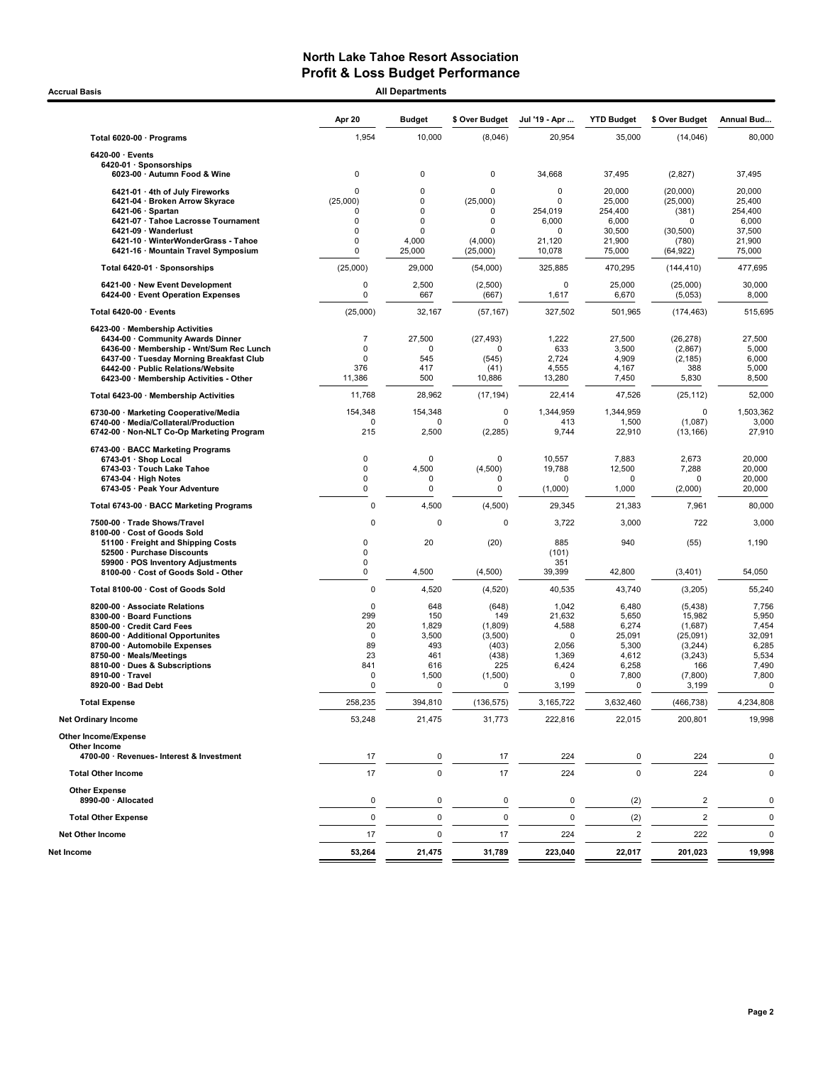# North Lake Tahoe Resort Association
## Profit & Loss Budget Performance

**Accrual Basis** — **All Departments**

| | Apr 20 | Budget | $ Over Budget | Jul '19 - Apr ... | YTD Budget | $ Over Budget | Annual Bud... |
|---|---|---|---|---|---|---|---|
| Total 6020-00 · Programs | 1,954 | 10,000 | (8,046) | 20,954 | 35,000 | (14,046) | 80,000 |
| 6420-00 · Events | | | | | | | |
| 6420-01 · Sponsorships | | | | | | | |
| 6023-00 · Autumn Food & Wine | 0 | 0 | 0 | 34,668 | 37,495 | (2,827) | 37,495 |
| 6421-01 · 4th of July Fireworks | 0 | 0 | 0 | 0 | 20,000 | (20,000) | 20,000 |
| 6421-04 · Broken Arrow Skyrace | (25,000) | 0 | (25,000) | 0 | 25,000 | (25,000) | 25,400 |
| 6421-06 · Spartan | 0 | 0 | 0 | 254,019 | 254,400 | (381) | 254,400 |
| 6421-07 · Tahoe Lacrosse Tournament | 0 | 0 | 0 | 6,000 | 6,000 | 0 | 6,000 |
| 6421-09 · Wanderlust | 0 | 0 | 0 | 0 | 30,500 | (30,500) | 37,500 |
| 6421-10 · WinterWonderGrass - Tahoe | 0 | 4,000 | (4,000) | 21,120 | 21,900 | (780) | 21,900 |
| 6421-16 · Mountain Travel Symposium | 0 | 25,000 | (25,000) | 10,078 | 75,000 | (64,922) | 75,000 |
| Total 6420-01 · Sponsorships | (25,000) | 29,000 | (54,000) | 325,885 | 470,295 | (144,410) | 477,695 |
| 6421-00 · New Event Development | 0 | 2,500 | (2,500) | 0 | 25,000 | (25,000) | 30,000 |
| 6424-00 · Event Operation Expenses | 0 | 667 | (667) | 1,617 | 6,670 | (5,053) | 8,000 |
| Total 6420-00 · Events | (25,000) | 32,167 | (57,167) | 327,502 | 501,965 | (174,463) | 515,695 |
| 6423-00 · Membership Activities | | | | | | | |
| 6434-00 · Community Awards Dinner | 7 | 27,500 | (27,493) | 1,222 | 27,500 | (26,278) | 27,500 |
| 6436-00 · Membership - Wnt/Sum Rec Lunch | 0 | 0 | 0 | 633 | 3,500 | (2,867) | 5,000 |
| 6437-00 · Tuesday Morning Breakfast Club | 0 | 545 | (545) | 2,724 | 4,909 | (2,185) | 6,000 |
| 6442-00 · Public Relations/Website | 376 | 417 | (41) | 4,555 | 4,167 | 388 | 5,000 |
| 6423-00 · Membership Activities - Other | 11,386 | 500 | 10,886 | 13,280 | 7,450 | 5,830 | 8,500 |
| Total 6423-00 · Membership Activities | 11,768 | 28,962 | (17,194) | 22,414 | 47,526 | (25,112) | 52,000 |
| 6730-00 · Marketing Cooperative/Media | 154,348 | 154,348 | 0 | 1,344,959 | 1,344,959 | 0 | 1,503,362 |
| 6740-00 · Media/Collateral/Production | 0 | 0 | 0 | 413 | 1,500 | (1,087) | 3,000 |
| 6742-00 · Non-NLT Co-Op Marketing Program | 215 | 2,500 | (2,285) | 9,744 | 22,910 | (13,166) | 27,910 |
| 6743-00 · BACC Marketing Programs | | | | | | | |
| 6743-01 · Shop Local | 0 | 0 | 0 | 10,557 | 7,883 | 2,673 | 20,000 |
| 6743-03 · Touch Lake Tahoe | 0 | 4,500 | (4,500) | 19,788 | 12,500 | 7,288 | 20,000 |
| 6743-04 · High Notes | 0 | 0 | 0 | 0 | 0 | 0 | 20,000 |
| 6743-05 · Peak Your Adventure | 0 | 0 | 0 | (1,000) | 1,000 | (2,000) | 20,000 |
| Total 6743-00 · BACC Marketing Programs | 0 | 4,500 | (4,500) | 29,345 | 21,383 | 7,961 | 80,000 |
| 7500-00 · Trade Shows/Travel | 0 | 0 | 0 | 3,722 | 3,000 | 722 | 3,000 |
| 8100-00 · Cost of Goods Sold | | | | | | | |
| 51100 · Freight and Shipping Costs | 0 | 20 | (20) | 885 | 940 | (55) | 1,190 |
| 52500 · Purchase Discounts | 0 | | | (101) | | | |
| 59900 · POS Inventory Adjustments | 0 | | | 351 | | | |
| 8100-00 · Cost of Goods Sold - Other | 0 | 4,500 | (4,500) | 39,399 | 42,800 | (3,401) | 54,050 |
| Total 8100-00 · Cost of Goods Sold | 0 | 4,520 | (4,520) | 40,535 | 43,740 | (3,205) | 55,240 |
| 8200-00 · Associate Relations | 0 | 648 | (648) | 1,042 | 6,480 | (5,438) | 7,756 |
| 8300-00 · Board Functions | 299 | 150 | 149 | 21,632 | 5,650 | 15,982 | 5,950 |
| 8500-00 · Credit Card Fees | 20 | 1,829 | (1,809) | 4,588 | 6,274 | (1,687) | 7,454 |
| 8600-00 · Additional Opportunites | 0 | 3,500 | (3,500) | 0 | 25,091 | (25,091) | 32,091 |
| 8700-00 · Automobile Expenses | 89 | 493 | (403) | 2,056 | 5,300 | (3,244) | 6,285 |
| 8750-00 · Meals/Meetings | 23 | 461 | (438) | 1,369 | 4,612 | (3,243) | 5,534 |
| 8810-00 · Dues & Subscriptions | 841 | 616 | 225 | 6,424 | 6,258 | 166 | 7,490 |
| 8910-00 · Travel | 0 | 1,500 | (1,500) | 0 | 7,800 | (7,800) | 7,800 |
| 8920-00 · Bad Debt | 0 | 0 | 0 | 3,199 | 0 | 3,199 | 0 |
| Total Expense | 258,235 | 394,810 | (136,575) | 3,165,722 | 3,632,460 | (466,738) | 4,234,808 |
| Net Ordinary Income | 53,248 | 21,475 | 31,773 | 222,816 | 22,015 | 200,801 | 19,998 |
| Other Income/Expense | | | | | | | |
| Other Income | | | | | | | |
| 4700-00 · Revenues- Interest & Investment | 17 | 0 | 17 | 224 | 0 | 224 | 0 |
| Total Other Income | 17 | 0 | 17 | 224 | 0 | 224 | 0 |
| Other Expense | | | | | | | |
| 8990-00 · Allocated | 0 | 0 | 0 | 0 | (2) | 2 | 0 |
| Total Other Expense | 0 | 0 | 0 | 0 | (2) | 2 | 0 |
| Net Other Income | 17 | 0 | 17 | 224 | 2 | 222 | 0 |
| Net Income | 53,264 | 21,475 | 31,789 | 223,040 | 22,017 | 201,023 | 19,998 |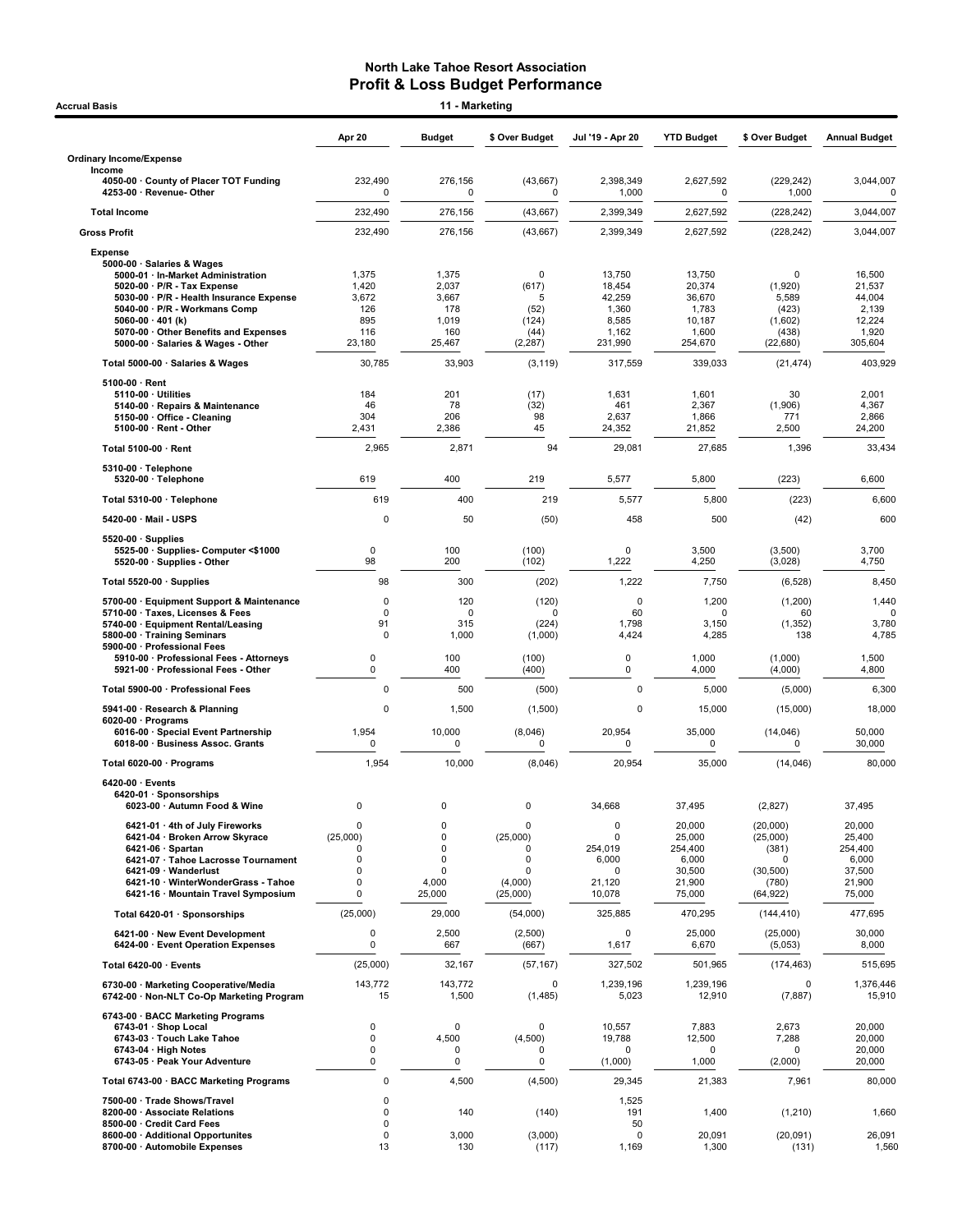# North Lake Tahoe Resort Association
## Profit & Loss Budget Performance

**Accrual Basis** — **11 - Marketing**

| | Apr 20 | Budget | $ Over Budget | Jul '19 - Apr 20 | YTD Budget | $ Over Budget | Annual Budget |
|---|---|---|---|---|---|---|---|
| **Ordinary Income/Expense** | | | | | | | |
| **Income** | | | | | | | |
| 4050-00 · County of Placer TOT Funding | 232,490 | 276,156 | (43,667) | 2,398,349 | 2,627,592 | (229,242) | 3,044,007 |
| 4253-00 · Revenue- Other | 0 | 0 | 0 | 1,000 | 0 | 1,000 | 0 |
| **Total Income** | 232,490 | 276,156 | (43,667) | 2,399,349 | 2,627,592 | (228,242) | 3,044,007 |
| **Gross Profit** | 232,490 | 276,156 | (43,667) | 2,399,349 | 2,627,592 | (228,242) | 3,044,007 |
| **Expense** | | | | | | | |
| 5000-00 · Salaries & Wages | | | | | | | |
| 5000-01 · In-Market Administration | 1,375 | 1,375 | 0 | 13,750 | 13,750 | 0 | 16,500 |
| 5020-00 · P/R - Tax Expense | 1,420 | 2,037 | (617) | 18,454 | 20,374 | (1,920) | 21,537 |
| 5030-00 · P/R - Health Insurance Expense | 3,672 | 3,667 | 5 | 42,259 | 36,670 | 5,589 | 44,004 |
| 5040-00 · P/R - Workmans Comp | 126 | 178 | (52) | 1,360 | 1,783 | (423) | 2,139 |
| 5060-00 · 401 (k) | 895 | 1,019 | (124) | 8,585 | 10,187 | (1,602) | 12,224 |
| 5070-00 · Other Benefits and Expenses | 116 | 160 | (44) | 1,162 | 1,600 | (438) | 1,920 |
| 5000-00 · Salaries & Wages - Other | 23,180 | 25,467 | (2,287) | 231,990 | 254,670 | (22,680) | 305,604 |
| Total 5000-00 · Salaries & Wages | 30,785 | 33,903 | (3,119) | 317,559 | 339,033 | (21,474) | 403,929 |
| 5100-00 · Rent | | | | | | | |
| 5110-00 · Utilities | 184 | 201 | (17) | 1,631 | 1,601 | 30 | 2,001 |
| 5140-00 · Repairs & Maintenance | 46 | 78 | (32) | 461 | 2,367 | (1,906) | 4,367 |
| 5150-00 · Office - Cleaning | 304 | 206 | 98 | 2,637 | 1,866 | 771 | 2,866 |
| 5100-00 · Rent - Other | 2,431 | 2,386 | 45 | 24,352 | 21,852 | 2,500 | 24,200 |
| Total 5100-00 · Rent | 2,965 | 2,871 | 94 | 29,081 | 27,685 | 1,396 | 33,434 |
| 5310-00 · Telephone | | | | | | | |
| 5320-00 · Telephone | 619 | 400 | 219 | 5,577 | 5,800 | (223) | 6,600 |
| Total 5310-00 · Telephone | 619 | 400 | 219 | 5,577 | 5,800 | (223) | 6,600 |
| 5420-00 · Mail - USPS | 0 | 50 | (50) | 458 | 500 | (42) | 600 |
| 5520-00 · Supplies | | | | | | | |
| 5525-00 · Supplies- Computer <$1000 | 0 | 100 | (100) | 0 | 3,500 | (3,500) | 3,700 |
| 5520-00 · Supplies - Other | 98 | 200 | (102) | 1,222 | 4,250 | (3,028) | 4,750 |
| Total 5520-00 · Supplies | 98 | 300 | (202) | 1,222 | 7,750 | (6,528) | 8,450 |
| 5700-00 · Equipment Support & Maintenance | 0 | 120 | (120) | 0 | 1,200 | (1,200) | 1,440 |
| 5710-00 · Taxes, Licenses & Fees | 0 | 0 | 0 | 60 | 0 | 60 | 0 |
| 5740-00 · Equipment Rental/Leasing | 91 | 315 | (224) | 1,798 | 3,150 | (1,352) | 3,780 |
| 5800-00 · Training Seminars | 0 | 1,000 | (1,000) | 4,424 | 4,285 | 138 | 4,785 |
| 5900-00 · Professional Fees | | | | | | | |
| 5910-00 · Professional Fees - Attorneys | 0 | 100 | (100) | 0 | 1,000 | (1,000) | 1,500 |
| 5921-00 · Professional Fees - Other | 0 | 400 | (400) | 0 | 4,000 | (4,000) | 4,800 |
| Total 5900-00 · Professional Fees | 0 | 500 | (500) | 0 | 5,000 | (5,000) | 6,300 |
| 5941-00 · Research & Planning | 0 | 1,500 | (1,500) | 0 | 15,000 | (15,000) | 18,000 |
| 6020-00 · Programs | | | | | | | |
| 6016-00 · Special Event Partnership | 1,954 | 10,000 | (8,046) | 20,954 | 35,000 | (14,046) | 50,000 |
| 6018-00 · Business Assoc. Grants | 0 | 0 | 0 | 0 | 0 | 0 | 30,000 |
| Total 6020-00 · Programs | 1,954 | 10,000 | (8,046) | 20,954 | 35,000 | (14,046) | 80,000 |
| 6420-00 · Events | | | | | | | |
| 6420-01 · Sponsorships | | | | | | | |
| 6023-00 · Autumn Food & Wine | 0 | 0 | 0 | 34,668 | 37,495 | (2,827) | 37,495 |
| 6421-01 · 4th of July Fireworks | 0 | 0 | 0 | 0 | 20,000 | (20,000) | 20,000 |
| 6421-04 · Broken Arrow Skyrace | (25,000) | 0 | (25,000) | 0 | 25,000 | (25,000) | 25,400 |
| 6421-06 · Spartan | 0 | 0 | 0 | 254,019 | 254,400 | (381) | 254,400 |
| 6421-07 · Tahoe Lacrosse Tournament | 0 | 0 | 0 | 6,000 | 6,000 | 0 | 6,000 |
| 6421-09 · Wanderlust | 0 | 0 | 0 | 0 | 30,500 | (30,500) | 37,500 |
| 6421-10 · WinterWonderGrass - Tahoe | 0 | 4,000 | (4,000) | 21,120 | 21,900 | (780) | 21,900 |
| 6421-16 · Mountain Travel Symposium | 0 | 25,000 | (25,000) | 10,078 | 75,000 | (64,922) | 75,000 |
| Total 6420-01 · Sponsorships | (25,000) | 29,000 | (54,000) | 325,885 | 470,295 | (144,410) | 477,695 |
| 6421-00 · New Event Development | 0 | 2,500 | (2,500) | 0 | 25,000 | (25,000) | 30,000 |
| 6424-00 · Event Operation Expenses | 0 | 667 | (667) | 1,617 | 6,670 | (5,053) | 8,000 |
| Total 6420-00 · Events | (25,000) | 32,167 | (57,167) | 327,502 | 501,965 | (174,463) | 515,695 |
| 6730-00 · Marketing Cooperative/Media | 143,772 | 143,772 | 0 | 1,239,196 | 1,239,196 | 0 | 1,376,446 |
| 6742-00 · Non-NLT Co-Op Marketing Program | 15 | 1,500 | (1,485) | 5,023 | 12,910 | (7,887) | 15,910 |
| 6743-00 · BACC Marketing Programs | | | | | | | |
| 6743-01 · Shop Local | 0 | 0 | 0 | 10,557 | 7,883 | 2,673 | 20,000 |
| 6743-03 · Touch Lake Tahoe | 0 | 4,500 | (4,500) | 19,788 | 12,500 | 7,288 | 20,000 |
| 6743-04 · High Notes | 0 | 0 | 0 | 0 | 0 | 0 | 20,000 |
| 6743-05 · Peak Your Adventure | 0 | 0 | 0 | (1,000) | 1,000 | (2,000) | 20,000 |
| Total 6743-00 · BACC Marketing Programs | 0 | 4,500 | (4,500) | 29,345 | 21,383 | 7,961 | 80,000 |
| 7500-00 · Trade Shows/Travel | 0 | | | 1,525 | | | |
| 8200-00 · Associate Relations | 0 | 140 | (140) | 191 | 1,400 | (1,210) | 1,660 |
| 8500-00 · Credit Card Fees | 0 | | | 50 | | | |
| 8600-00 · Additional Opportunites | 0 | 3,000 | (3,000) | 0 | 20,091 | (20,091) | 26,091 |
| 8700-00 · Automobile Expenses | 13 | 130 | (117) | 1,169 | 1,300 | (131) | 1,560 |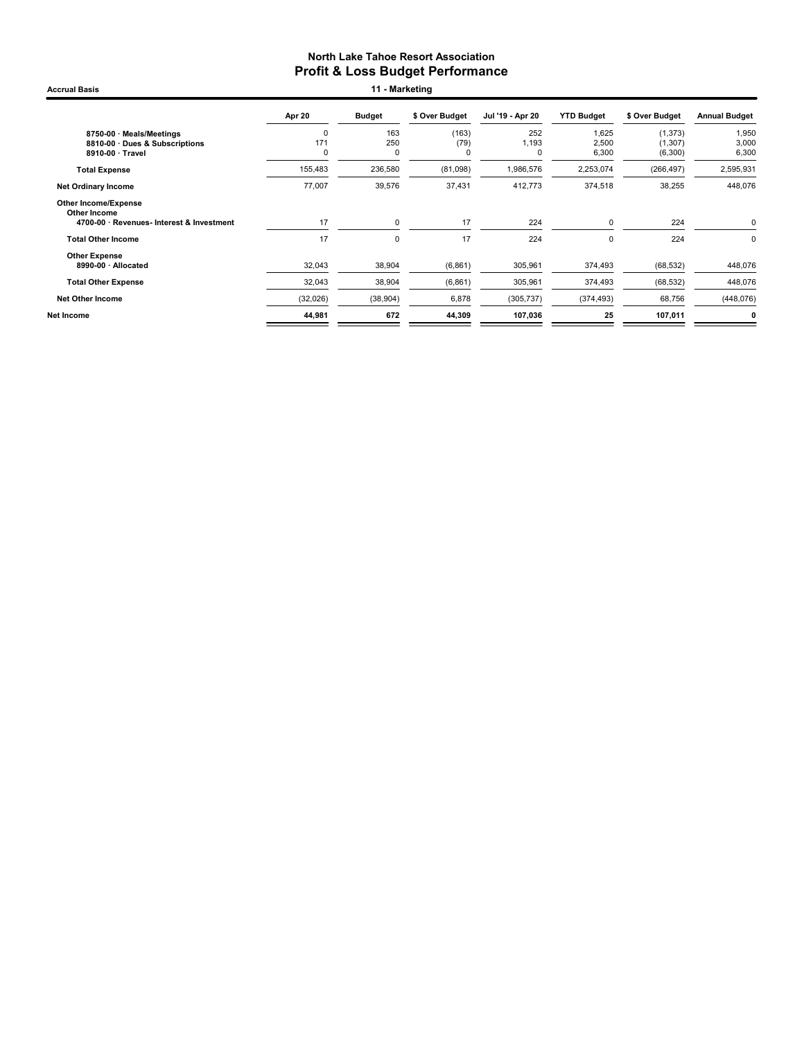# North Lake Tahoe Resort Association
## Profit & Loss Budget Performance

**Accrual Basis** — **11 - Marketing**

| | Apr 20 | Budget | $ Over Budget | Jul '19 - Apr 20 | YTD Budget | $ Over Budget | Annual Budget |
|---|---|---|---|---|---|---|---|
| 8750-00 · Meals/Meetings | 0 | 163 | (163) | 252 | 1,625 | (1,373) | 1,950 |
| 8810-00 · Dues & Subscriptions | 171 | 250 | (79) | 1,193 | 2,500 | (1,307) | 3,000 |
| 8910-00 · Travel | 0 | 0 | 0 | 0 | 6,300 | (6,300) | 6,300 |
| **Total Expense** | 155,483 | 236,580 | (81,098) | 1,986,576 | 2,253,074 | (266,497) | 2,595,931 |
| **Net Ordinary Income** | 77,007 | 39,576 | 37,431 | 412,773 | 374,518 | 38,255 | 448,076 |
| **Other Income/Expense** | | | | | | | |
| **Other Income** | | | | | | | |
| 4700-00 · Revenues- Interest & Investment | 17 | 0 | 17 | 224 | 0 | 224 | 0 |
| **Total Other Income** | 17 | 0 | 17 | 224 | 0 | 224 | 0 |
| **Other Expense** | | | | | | | |
| 8990-00 · Allocated | 32,043 | 38,904 | (6,861) | 305,961 | 374,493 | (68,532) | 448,076 |
| **Total Other Expense** | 32,043 | 38,904 | (6,861) | 305,961 | 374,493 | (68,532) | 448,076 |
| **Net Other Income** | (32,026) | (38,904) | 6,878 | (305,737) | (374,493) | 68,756 | (448,076) |
| **Net Income** | **44,981** | **672** | **44,309** | **107,036** | **25** | **107,011** | **0** |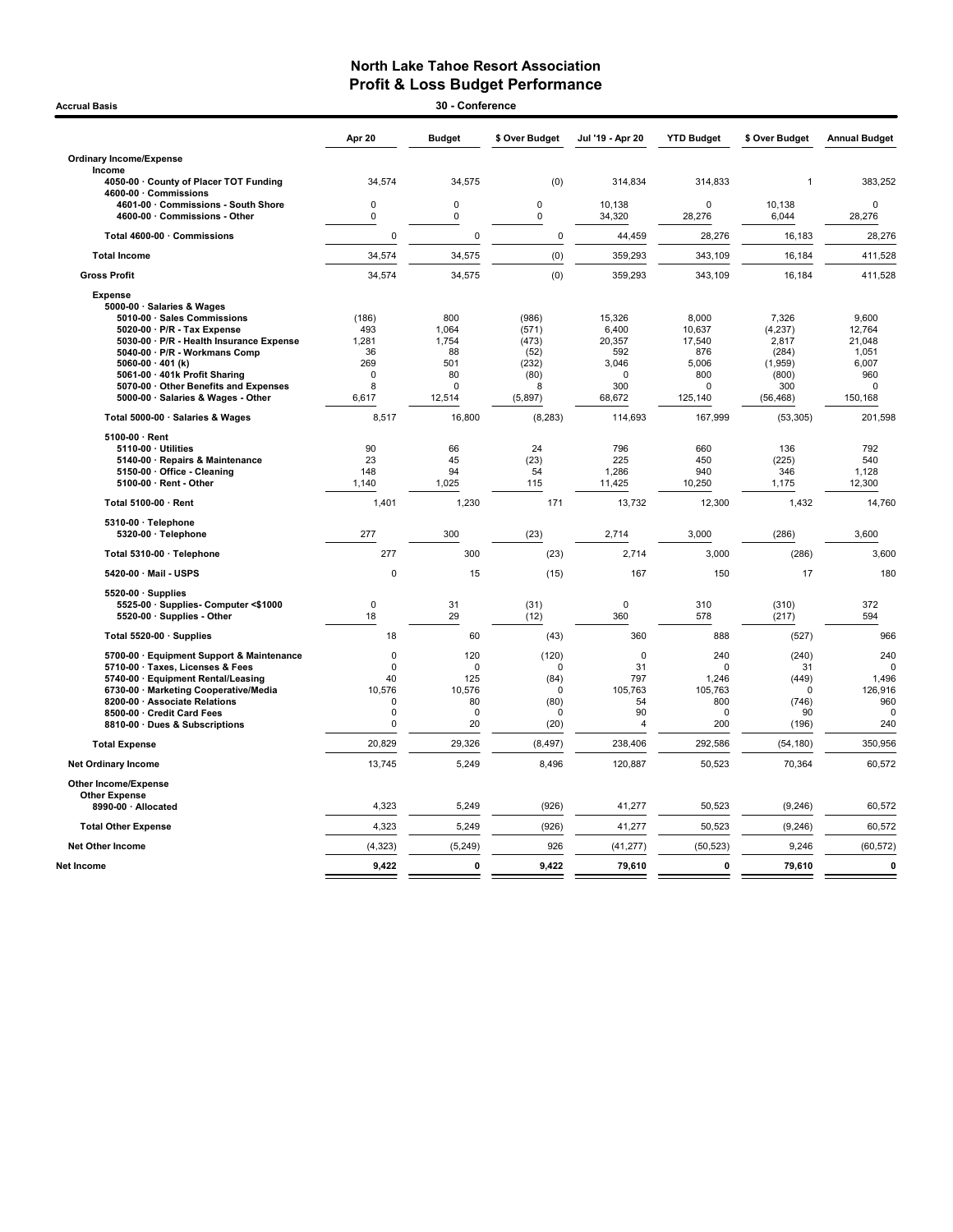# North Lake Tahoe Resort Association
## Profit & Loss Budget Performance

**Accrual Basis** — **30 - Conference**

| | Apr 20 | Budget | $ Over Budget | Jul '19 - Apr 20 | YTD Budget | $ Over Budget | Annual Budget |
|---|---|---|---|---|---|---|---|
| **Ordinary Income/Expense** | | | | | | | |
| **Income** | | | | | | | |
| 4050-00 · County of Placer TOT Funding | 34,574 | 34,575 | (0) | 314,834 | 314,833 | 1 | 383,252 |
| 4600-00 · Commissions | | | | | | | |
| 4601-00 · Commissions - South Shore | 0 | 0 | 0 | 10,138 | 0 | 10,138 | 0 |
| 4600-00 · Commissions - Other | 0 | 0 | 0 | 34,320 | 28,276 | 6,044 | 28,276 |
| Total 4600-00 · Commissions | 0 | 0 | 0 | 44,459 | 28,276 | 16,183 | 28,276 |
| **Total Income** | 34,574 | 34,575 | (0) | 359,293 | 343,109 | 16,184 | 411,528 |
| **Gross Profit** | 34,574 | 34,575 | (0) | 359,293 | 343,109 | 16,184 | 411,528 |
| **Expense** | | | | | | | |
| 5000-00 · Salaries & Wages | | | | | | | |
| 5010-00 · Sales Commissions | (186) | 800 | (986) | 15,326 | 8,000 | 7,326 | 9,600 |
| 5020-00 · P/R - Tax Expense | 493 | 1,064 | (571) | 6,400 | 10,637 | (4,237) | 12,764 |
| 5030-00 · P/R - Health Insurance Expense | 1,281 | 1,754 | (473) | 20,357 | 17,540 | 2,817 | 21,048 |
| 5040-00 · P/R - Workmans Comp | 36 | 88 | (52) | 592 | 876 | (284) | 1,051 |
| 5060-00 · 401 (k) | 269 | 501 | (232) | 3,046 | 5,006 | (1,959) | 6,007 |
| 5061-00 · 401k Profit Sharing | 0 | 80 | (80) | 0 | 800 | (800) | 960 |
| 5070-00 · Other Benefits and Expenses | 8 | 0 | 8 | 300 | 0 | 300 | 0 |
| 5000-00 · Salaries & Wages - Other | 6,617 | 12,514 | (5,897) | 68,672 | 125,140 | (56,468) | 150,168 |
| Total 5000-00 · Salaries & Wages | 8,517 | 16,800 | (8,283) | 114,693 | 167,999 | (53,305) | 201,598 |
| 5100-00 · Rent | | | | | | | |
| 5110-00 · Utilities | 90 | 66 | 24 | 796 | 660 | 136 | 792 |
| 5140-00 · Repairs & Maintenance | 23 | 45 | (23) | 225 | 450 | (225) | 540 |
| 5150-00 · Office - Cleaning | 148 | 94 | 54 | 1,286 | 940 | 346 | 1,128 |
| 5100-00 · Rent - Other | 1,140 | 1,025 | 115 | 11,425 | 10,250 | 1,175 | 12,300 |
| Total 5100-00 · Rent | 1,401 | 1,230 | 171 | 13,732 | 12,300 | 1,432 | 14,760 |
| 5310-00 · Telephone | | | | | | | |
| 5320-00 · Telephone | 277 | 300 | (23) | 2,714 | 3,000 | (286) | 3,600 |
| Total 5310-00 · Telephone | 277 | 300 | (23) | 2,714 | 3,000 | (286) | 3,600 |
| 5420-00 · Mail - USPS | 0 | 15 | (15) | 167 | 150 | 17 | 180 |
| 5520-00 · Supplies | | | | | | | |
| 5525-00 · Supplies- Computer <$1000 | 0 | 31 | (31) | 0 | 310 | (310) | 372 |
| 5520-00 · Supplies - Other | 18 | 29 | (12) | 360 | 578 | (217) | 594 |
| Total 5520-00 · Supplies | 18 | 60 | (43) | 360 | 888 | (527) | 966 |
| 5700-00 · Equipment Support & Maintenance | 0 | 120 | (120) | 0 | 240 | (240) | 240 |
| 5710-00 · Taxes, Licenses & Fees | 0 | 0 | 0 | 31 | 0 | 31 | 0 |
| 5740-00 · Equipment Rental/Leasing | 40 | 125 | (84) | 797 | 1,246 | (449) | 1,496 |
| 6730-00 · Marketing Cooperative/Media | 10,576 | 10,576 | 0 | 105,763 | 105,763 | 0 | 126,916 |
| 8200-00 · Associate Relations | 0 | 80 | (80) | 54 | 800 | (746) | 960 |
| 8500-00 · Credit Card Fees | 0 | 0 | 0 | 90 | 0 | 90 | 0 |
| 8810-00 · Dues & Subscriptions | 0 | 20 | (20) | 4 | 200 | (196) | 240 |
| **Total Expense** | 20,829 | 29,326 | (8,497) | 238,406 | 292,586 | (54,180) | 350,956 |
| **Net Ordinary Income** | 13,745 | 5,249 | 8,496 | 120,887 | 50,523 | 70,364 | 60,572 |
| **Other Income/Expense** | | | | | | | |
| **Other Expense** | | | | | | | |
| 8990-00 · Allocated | 4,323 | 5,249 | (926) | 41,277 | 50,523 | (9,246) | 60,572 |
| **Total Other Expense** | 4,323 | 5,249 | (926) | 41,277 | 50,523 | (9,246) | 60,572 |
| **Net Other Income** | (4,323) | (5,249) | 926 | (41,277) | (50,523) | 9,246 | (60,572) |
| **Net Income** | **9,422** | **0** | **9,422** | **79,610** | **0** | **79,610** | **0** |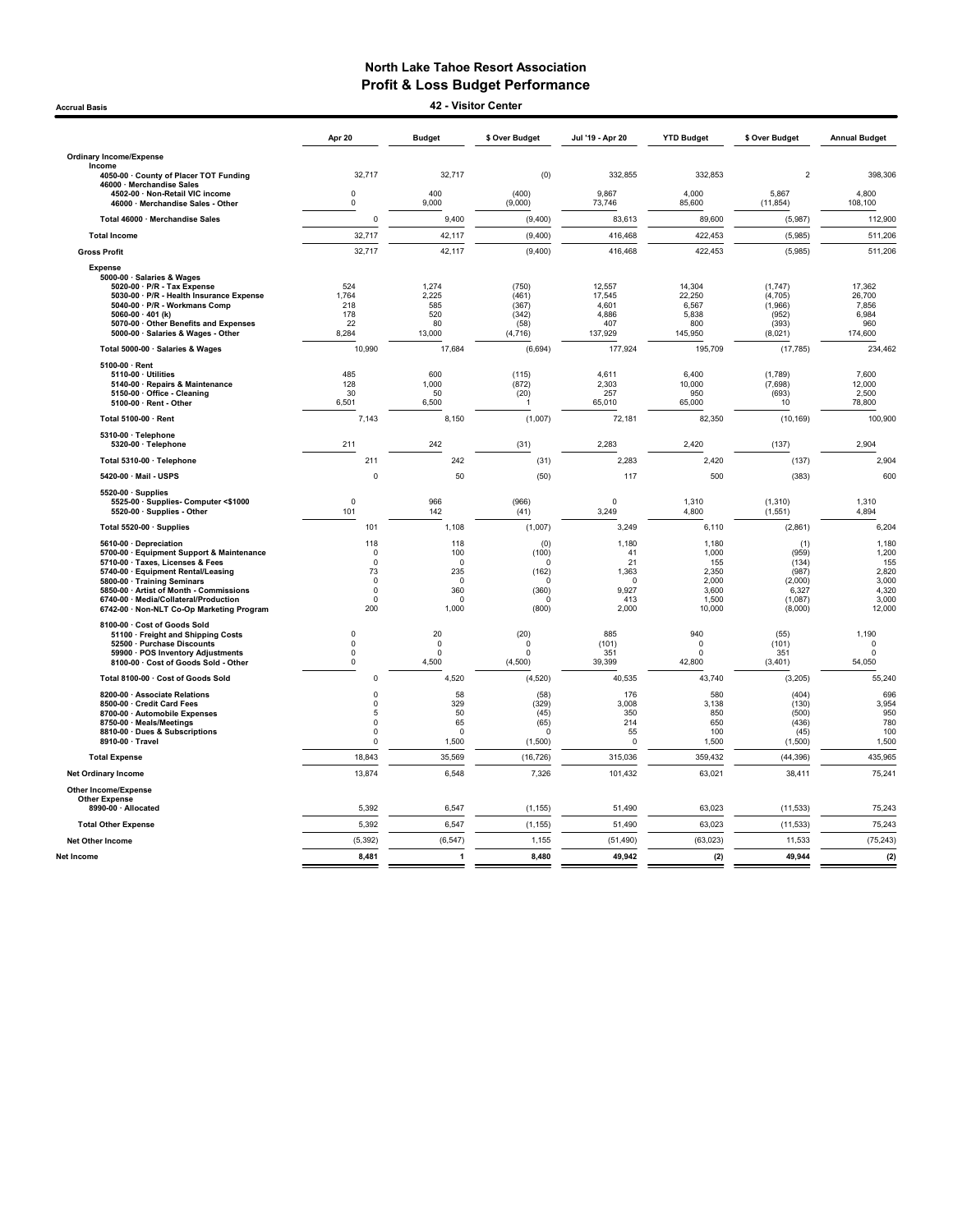# North Lake Tahoe Resort Association

## Profit & Loss Budget Performance

**Accrual Basis**

### 42 - Visitor Center

| | Apr 20 | Budget | $ Over Budget | Jul '19 - Apr 20 | YTD Budget | $ Over Budget | Annual Budget |
|---|---|---|---|---|---|---|---|
| **Ordinary Income/Expense** | | | | | | | |
| **Income** | | | | | | | |
| 4050-00 · County of Placer TOT Funding | 32,717 | 32,717 | (0) | 332,855 | 332,853 | 2 | 398,306 |
| 46000 · Merchandise Sales | | | | | | | |
| 4502-00 · Non-Retail VIC income | 0 | 400 | (400) | 9,867 | 4,000 | 5,867 | 4,800 |
| 46000 · Merchandise Sales - Other | 0 | 9,000 | (9,000) | 73,746 | 85,600 | (11,854) | 108,100 |
| Total 46000 · Merchandise Sales | 0 | 9,400 | (9,400) | 83,613 | 89,600 | (5,987) | 112,900 |
| **Total Income** | 32,717 | 42,117 | (9,400) | 416,468 | 422,453 | (5,985) | 511,206 |
| **Gross Profit** | 32,717 | 42,117 | (9,400) | 416,468 | 422,453 | (5,985) | 511,206 |
| **Expense** | | | | | | | |
| 5000-00 · Salaries & Wages | | | | | | | |
| 5020-00 · P/R - Tax Expense | 524 | 1,274 | (750) | 12,557 | 14,304 | (1,747) | 17,362 |
| 5030-00 · P/R - Health Insurance Expense | 1,764 | 2,225 | (461) | 17,545 | 22,250 | (4,705) | 26,700 |
| 5040-00 · P/R - Workmans Comp | 218 | 585 | (367) | 4,601 | 6,567 | (1,966) | 7,856 |
| 5060-00 · 401 (k) | 178 | 520 | (342) | 4,886 | 5,838 | (952) | 6,984 |
| 5070-00 · Other Benefits and Expenses | 22 | 80 | (58) | 407 | 800 | (393) | 960 |
| 5000-00 · Salaries & Wages - Other | 8,284 | 13,000 | (4,716) | 137,929 | 145,950 | (8,021) | 174,600 |
| Total 5000-00 · Salaries & Wages | 10,990 | 17,684 | (6,694) | 177,924 | 195,709 | (17,785) | 234,462 |
| 5100-00 · Rent | | | | | | | |
| 5110-00 · Utilities | 485 | 600 | (115) | 4,611 | 6,400 | (1,789) | 7,600 |
| 5140-00 · Repairs & Maintenance | 128 | 1,000 | (872) | 2,303 | 10,000 | (7,698) | 12,000 |
| 5150-00 · Office - Cleaning | 30 | 50 | (20) | 257 | 950 | (693) | 2,500 |
| 5100-00 · Rent - Other | 6,501 | 6,500 | 1 | 65,010 | 65,000 | 10 | 78,800 |
| Total 5100-00 · Rent | 7,143 | 8,150 | (1,007) | 72,181 | 82,350 | (10,169) | 100,900 |
| 5310-00 · Telephone | | | | | | | |
| 5320-00 · Telephone | 211 | 242 | (31) | 2,283 | 2,420 | (137) | 2,904 |
| Total 5310-00 · Telephone | 211 | 242 | (31) | 2,283 | 2,420 | (137) | 2,904 |
| 5420-00 · Mail - USPS | 0 | 50 | (50) | 117 | 500 | (383) | 600 |
| 5520-00 · Supplies | | | | | | | |
| 5525-00 · Supplies- Computer <$1000 | 0 | 966 | (966) | 0 | 1,310 | (1,310) | 1,310 |
| 5520-00 · Supplies - Other | 101 | 142 | (41) | 3,249 | 4,800 | (1,551) | 4,894 |
| Total 5520-00 · Supplies | 101 | 1,108 | (1,007) | 3,249 | 6,110 | (2,861) | 6,204 |
| 5610-00 · Depreciation | 118 | 118 | (0) | 1,180 | 1,180 | (1) | 1,180 |
| 5700-00 · Equipment Support & Maintenance | 0 | 100 | (100) | 41 | 1,000 | (959) | 1,200 |
| 5710-00 · Taxes, Licenses & Fees | 0 | 0 | 0 | 21 | 155 | (134) | 155 |
| 5740-00 · Equipment Rental/Leasing | 73 | 235 | (162) | 1,363 | 2,350 | (987) | 2,820 |
| 5800-00 · Training Seminars | 0 | 0 | 0 | 0 | 2,000 | (2,000) | 3,000 |
| 5850-00 · Artist of Month - Commissions | 0 | 360 | (360) | 9,927 | 3,600 | 6,327 | 4,320 |
| 6740-00 · Media/Collateral/Production | 0 | 0 | 0 | 413 | 1,500 | (1,087) | 3,000 |
| 6742-00 · Non-NLT Co-Op Marketing Program | 200 | 1,000 | (800) | 2,000 | 10,000 | (8,000) | 12,000 |
| 8100-00 · Cost of Goods Sold | | | | | | | |
| 51100 · Freight and Shipping Costs | 0 | 20 | (20) | 885 | 940 | (55) | 1,190 |
| 52500 · Purchase Discounts | 0 | 0 | 0 | (101) | 0 | (101) | 0 |
| 59900 · POS Inventory Adjustments | 0 | 0 | 0 | 351 | 0 | 351 | 0 |
| 8100-00 · Cost of Goods Sold - Other | 0 | 4,500 | (4,500) | 39,399 | 42,800 | (3,401) | 54,050 |
| Total 8100-00 · Cost of Goods Sold | 0 | 4,520 | (4,520) | 40,535 | 43,740 | (3,205) | 55,240 |
| 8200-00 · Associate Relations | 0 | 58 | (58) | 176 | 580 | (404) | 696 |
| 8500-00 · Credit Card Fees | 0 | 329 | (329) | 3,008 | 3,138 | (130) | 3,954 |
| 8700-00 · Automobile Expenses | 5 | 50 | (45) | 350 | 850 | (500) | 950 |
| 8750-00 · Meals/Meetings | 0 | 65 | (65) | 214 | 650 | (436) | 780 |
| 8810-00 · Dues & Subscriptions | 0 | 0 | 0 | 55 | 100 | (45) | 100 |
| 8910-00 · Travel | 0 | 1,500 | (1,500) | 0 | 1,500 | (1,500) | 1,500 |
| **Total Expense** | 18,843 | 35,569 | (16,726) | 315,036 | 359,432 | (44,396) | 435,965 |
| **Net Ordinary Income** | 13,874 | 6,548 | 7,326 | 101,432 | 63,021 | 38,411 | 75,241 |
| **Other Income/Expense** | | | | | | | |
| **Other Expense** | | | | | | | |
| 8990-00 · Allocated | 5,392 | 6,547 | (1,155) | 51,490 | 63,023 | (11,533) | 75,243 |
| **Total Other Expense** | 5,392 | 6,547 | (1,155) | 51,490 | 63,023 | (11,533) | 75,243 |
| **Net Other Income** | (5,392) | (6,547) | 1,155 | (51,490) | (63,023) | 11,533 | (75,243) |
| **Net Income** | **8,481** | **1** | **8,480** | **49,942** | **(2)** | **49,944** | **(2)** |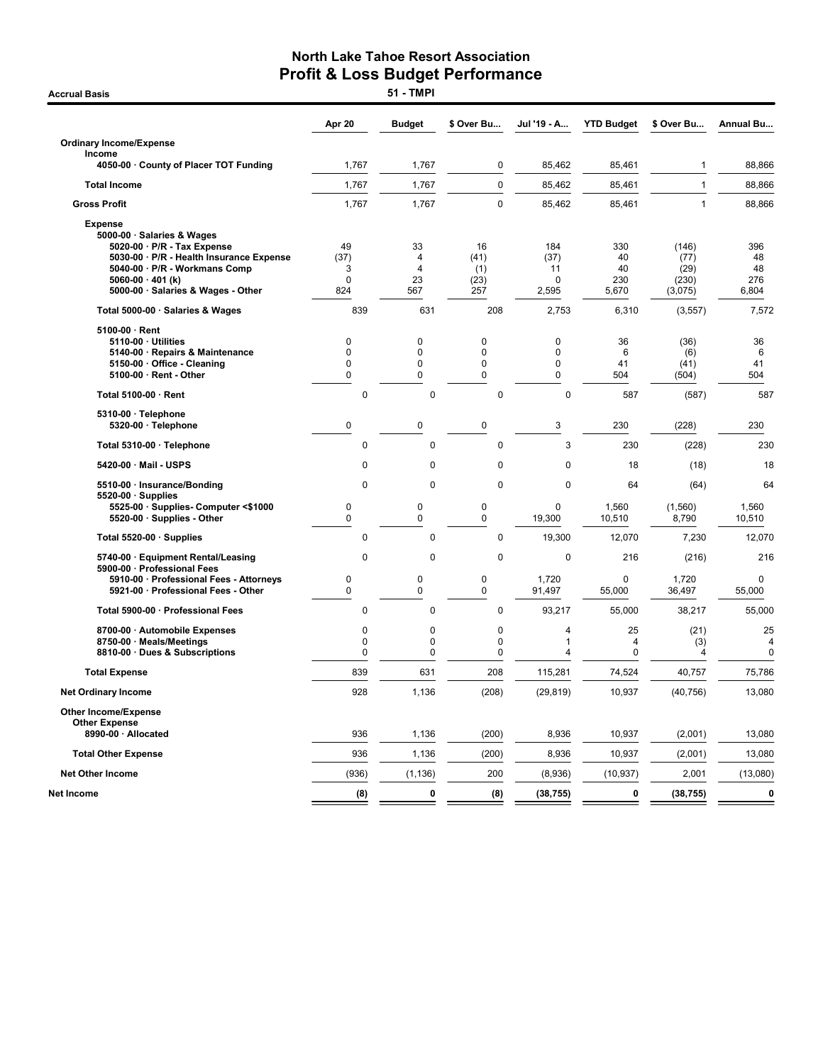# North Lake Tahoe Resort Association
## Profit & Loss Budget Performance

**Accrual Basis** — **51 - TMPI**

| | Apr 20 | Budget | $ Over Bu... | Jul '19 - A... | YTD Budget | $ Over Bu... | Annual Bu... |
|---|---|---|---|---|---|---|---|
| **Ordinary Income/Expense** | | | | | | | |
| **Income** | | | | | | | |
| 4050-00 · County of Placer TOT Funding | 1,767 | 1,767 | 0 | 85,462 | 85,461 | 1 | 88,866 |
| **Total Income** | 1,767 | 1,767 | 0 | 85,462 | 85,461 | 1 | 88,866 |
| **Gross Profit** | 1,767 | 1,767 | 0 | 85,462 | 85,461 | 1 | 88,866 |
| **Expense** | | | | | | | |
| 5000-00 · Salaries & Wages | | | | | | | |
| 5020-00 · P/R - Tax Expense | 49 | 33 | 16 | 184 | 330 | (146) | 396 |
| 5030-00 · P/R - Health Insurance Expense | (37) | 4 | (41) | (37) | 40 | (77) | 48 |
| 5040-00 · P/R - Workmans Comp | 3 | 4 | (1) | 11 | 40 | (29) | 48 |
| 5060-00 · 401 (k) | 0 | 23 | (23) | 0 | 230 | (230) | 276 |
| 5000-00 · Salaries & Wages - Other | 824 | 567 | 257 | 2,595 | 5,670 | (3,075) | 6,804 |
| Total 5000-00 · Salaries & Wages | 839 | 631 | 208 | 2,753 | 6,310 | (3,557) | 7,572 |
| 5100-00 · Rent | | | | | | | |
| 5110-00 · Utilities | 0 | 0 | 0 | 0 | 36 | (36) | 36 |
| 5140-00 · Repairs & Maintenance | 0 | 0 | 0 | 0 | 6 | (6) | 6 |
| 5150-00 · Office - Cleaning | 0 | 0 | 0 | 0 | 41 | (41) | 41 |
| 5100-00 · Rent - Other | 0 | 0 | 0 | 0 | 504 | (504) | 504 |
| Total 5100-00 · Rent | 0 | 0 | 0 | 0 | 587 | (587) | 587 |
| 5310-00 · Telephone | | | | | | | |
| 5320-00 · Telephone | 0 | 0 | 0 | 3 | 230 | (228) | 230 |
| Total 5310-00 · Telephone | 0 | 0 | 0 | 3 | 230 | (228) | 230 |
| 5420-00 · Mail - USPS | 0 | 0 | 0 | 0 | 18 | (18) | 18 |
| 5510-00 · Insurance/Bonding | 0 | 0 | 0 | 0 | 64 | (64) | 64 |
| 5520-00 · Supplies | | | | | | | |
| 5525-00 · Supplies- Computer <$1000 | 0 | 0 | 0 | 0 | 1,560 | (1,560) | 1,560 |
| 5520-00 · Supplies - Other | 0 | 0 | 0 | 19,300 | 10,510 | 8,790 | 10,510 |
| Total 5520-00 · Supplies | 0 | 0 | 0 | 19,300 | 12,070 | 7,230 | 12,070 |
| 5740-00 · Equipment Rental/Leasing | 0 | 0 | 0 | 0 | 216 | (216) | 216 |
| 5900-00 · Professional Fees | | | | | | | |
| 5910-00 · Professional Fees - Attorneys | 0 | 0 | 0 | 1,720 | 0 | 1,720 | 0 |
| 5921-00 · Professional Fees - Other | 0 | 0 | 0 | 91,497 | 55,000 | 36,497 | 55,000 |
| Total 5900-00 · Professional Fees | 0 | 0 | 0 | 93,217 | 55,000 | 38,217 | 55,000 |
| 8700-00 · Automobile Expenses | 0 | 0 | 0 | 4 | 25 | (21) | 25 |
| 8750-00 · Meals/Meetings | 0 | 0 | 0 | 1 | 4 | (3) | 4 |
| 8810-00 · Dues & Subscriptions | 0 | 0 | 0 | 4 | 0 | 4 | 0 |
| **Total Expense** | 839 | 631 | 208 | 115,281 | 74,524 | 40,757 | 75,786 |
| **Net Ordinary Income** | 928 | 1,136 | (208) | (29,819) | 10,937 | (40,756) | 13,080 |
| **Other Income/Expense** | | | | | | | |
| **Other Expense** | | | | | | | |
| 8990-00 · Allocated | 936 | 1,136 | (200) | 8,936 | 10,937 | (2,001) | 13,080 |
| **Total Other Expense** | 936 | 1,136 | (200) | 8,936 | 10,937 | (2,001) | 13,080 |
| **Net Other Income** | (936) | (1,136) | 200 | (8,936) | (10,937) | 2,001 | (13,080) |
| **Net Income** | **(8)** | **0** | **(8)** | **(38,755)** | **0** | **(38,755)** | **0** |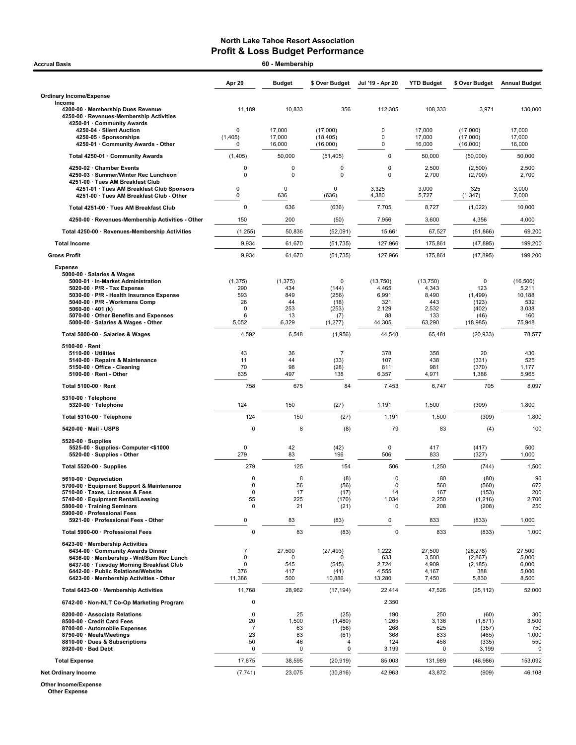# North Lake Tahoe Resort Association
## Profit & Loss Budget Performance

**Accrual Basis** — **60 - Membership**

| | Apr 20 | Budget | $ Over Budget | Jul '19 - Apr 20 | YTD Budget | $ Over Budget | Annual Budget |
|---|---|---|---|---|---|---|---|
| **Ordinary Income/Expense** | | | | | | | |
| Income | | | | | | | |
| 4200-00 · Membership Dues Revenue | 11,189 | 10,833 | 356 | 112,305 | 108,333 | 3,971 | 130,000 |
| 4250-00 · Revenues-Membership Activities | | | | | | | |
| 4250-01 · Community Awards | | | | | | | |
| 4250-04 · Silent Auction | 0 | 17,000 | (17,000) | 0 | 17,000 | (17,000) | 17,000 |
| 4250-05 · Sponsorships | (1,405) | 17,000 | (18,405) | 0 | 17,000 | (17,000) | 17,000 |
| 4250-01 · Community Awards - Other | 0 | 16,000 | (16,000) | 0 | 16,000 | (16,000) | 16,000 |
| Total 4250-01 · Community Awards | (1,405) | 50,000 | (51,405) | 0 | 50,000 | (50,000) | 50,000 |
| 4250-02 · Chamber Events | 0 | 0 | 0 | 0 | 2,500 | (2,500) | 2,500 |
| 4250-03 · Summer/Winter Rec Luncheon | 0 | 0 | 0 | 0 | 2,700 | (2,700) | 2,700 |
| 4251-00 · Tues AM Breakfast Club | | | | | | | |
| 4251-01 · Tues AM Breakfast Club Sponsors | 0 | 0 | 0 | 3,325 | 3,000 | 325 | 3,000 |
| 4251-00 · Tues AM Breakfast Club - Other | 0 | 636 | (636) | 4,380 | 5,727 | (1,347) | 7,000 |
| Total 4251-00 · Tues AM Breakfast Club | 0 | 636 | (636) | 7,705 | 8,727 | (1,022) | 10,000 |
| 4250-00 · Revenues-Membership Activities - Other | 150 | 200 | (50) | 7,956 | 3,600 | 4,356 | 4,000 |
| Total 4250-00 · Revenues-Membership Activities | (1,255) | 50,836 | (52,091) | 15,661 | 67,527 | (51,866) | 69,200 |
| **Total Income** | 9,934 | 61,670 | (51,735) | 127,966 | 175,861 | (47,895) | 199,200 |
| **Gross Profit** | 9,934 | 61,670 | (51,735) | 127,966 | 175,861 | (47,895) | 199,200 |
| Expense | | | | | | | |
| 5000-00 · Salaries & Wages | | | | | | | |
| 5000-01 · In-Market Administration | (1,375) | (1,375) | 0 | (13,750) | (13,750) | 0 | (16,500) |
| 5020-00 · P/R - Tax Expense | 290 | 434 | (144) | 4,465 | 4,343 | 123 | 5,211 |
| 5030-00 · P/R - Health Insurance Expense | 593 | 849 | (256) | 6,991 | 8,490 | (1,499) | 10,188 |
| 5040-00 · P/R - Workmans Comp | 26 | 44 | (18) | 321 | 443 | (123) | 532 |
| 5060-00 · 401 (k) | 0 | 253 | (253) | 2,129 | 2,532 | (402) | 3,038 |
| 5070-00 · Other Benefits and Expenses | 6 | 13 | (7) | 88 | 133 | (46) | 160 |
| 5000-00 · Salaries & Wages - Other | 5,052 | 6,329 | (1,277) | 44,305 | 63,290 | (18,985) | 75,948 |
| Total 5000-00 · Salaries & Wages | 4,592 | 6,548 | (1,956) | 44,548 | 65,481 | (20,933) | 78,577 |
| 5100-00 · Rent | | | | | | | |
| 5110-00 · Utilities | 43 | 36 | 7 | 378 | 358 | 20 | 430 |
| 5140-00 · Repairs & Maintenance | 11 | 44 | (33) | 107 | 438 | (331) | 525 |
| 5150-00 · Office - Cleaning | 70 | 98 | (28) | 611 | 981 | (370) | 1,177 |
| 5100-00 · Rent - Other | 635 | 497 | 138 | 6,357 | 4,971 | 1,386 | 5,965 |
| Total 5100-00 · Rent | 758 | 675 | 84 | 7,453 | 6,747 | 705 | 8,097 |
| 5310-00 · Telephone | | | | | | | |
| 5320-00 · Telephone | 124 | 150 | (27) | 1,191 | 1,500 | (309) | 1,800 |
| Total 5310-00 · Telephone | 124 | 150 | (27) | 1,191 | 1,500 | (309) | 1,800 |
| 5420-00 · Mail - USPS | 0 | 8 | (8) | 79 | 83 | (4) | 100 |
| 5520-00 · Supplies | | | | | | | |
| 5525-00 · Supplies- Computer <$1000 | 0 | 42 | (42) | 0 | 417 | (417) | 500 |
| 5520-00 · Supplies - Other | 279 | 83 | 196 | 506 | 833 | (327) | 1,000 |
| Total 5520-00 · Supplies | 279 | 125 | 154 | 506 | 1,250 | (744) | 1,500 |
| 5610-00 · Depreciation | 0 | 8 | (8) | 0 | 80 | (80) | 96 |
| 5700-00 · Equipment Support & Maintenance | 0 | 56 | (56) | 0 | 560 | (560) | 672 |
| 5710-00 · Taxes, Licenses & Fees | 0 | 17 | (17) | 14 | 167 | (153) | 200 |
| 5740-00 · Equipment Rental/Leasing | 55 | 225 | (170) | 1,034 | 2,250 | (1,216) | 2,700 |
| 5800-00 · Training Seminars | 0 | 21 | (21) | 0 | 208 | (208) | 250 |
| 5900-00 · Professional Fees | | | | | | | |
| 5921-00 · Professional Fees - Other | 0 | 83 | (83) | 0 | 833 | (833) | 1,000 |
| Total 5900-00 · Professional Fees | 0 | 83 | (83) | 0 | 833 | (833) | 1,000 |
| 6423-00 · Membership Activities | | | | | | | |
| 6434-00 · Community Awards Dinner | 7 | 27,500 | (27,493) | 1,222 | 27,500 | (26,278) | 27,500 |
| 6436-00 · Membership - Wnt/Sum Rec Lunch | 0 | 0 | 0 | 633 | 3,500 | (2,867) | 5,000 |
| 6437-00 · Tuesday Morning Breakfast Club | 0 | 545 | (545) | 2,724 | 4,909 | (2,185) | 6,000 |
| 6442-00 · Public Relations/Website | 376 | 417 | (41) | 4,555 | 4,167 | 388 | 5,000 |
| 6423-00 · Membership Activities - Other | 11,386 | 500 | 10,886 | 13,280 | 7,450 | 5,830 | 8,500 |
| Total 6423-00 · Membership Activities | 11,768 | 28,962 | (17,194) | 22,414 | 47,526 | (25,112) | 52,000 |
| 6742-00 · Non-NLT Co-Op Marketing Program | 0 | | | 2,350 | | | |
| 8200-00 · Associate Relations | 0 | 25 | (25) | 190 | 250 | (60) | 300 |
| 8500-00 · Credit Card Fees | 20 | 1,500 | (1,480) | 1,265 | 3,136 | (1,871) | 3,500 |
| 8700-00 · Automobile Expenses | 7 | 63 | (56) | 268 | 625 | (357) | 750 |
| 8750-00 · Meals/Meetings | 23 | 83 | (61) | 368 | 833 | (465) | 1,000 |
| 8810-00 · Dues & Subscriptions | 50 | 46 | 4 | 124 | 458 | (335) | 550 |
| 8920-00 · Bad Debt | 0 | 0 | 0 | 3,199 | 0 | 3,199 | 0 |
| **Total Expense** | 17,675 | 38,595 | (20,919) | 85,003 | 131,989 | (46,986) | 153,092 |
| **Net Ordinary Income** | (7,741) | 23,075 | (30,816) | 42,963 | 43,872 | (909) | 46,108 |
| **Other Income/Expense** | | | | | | | |
| Other Expense | | | | | | | |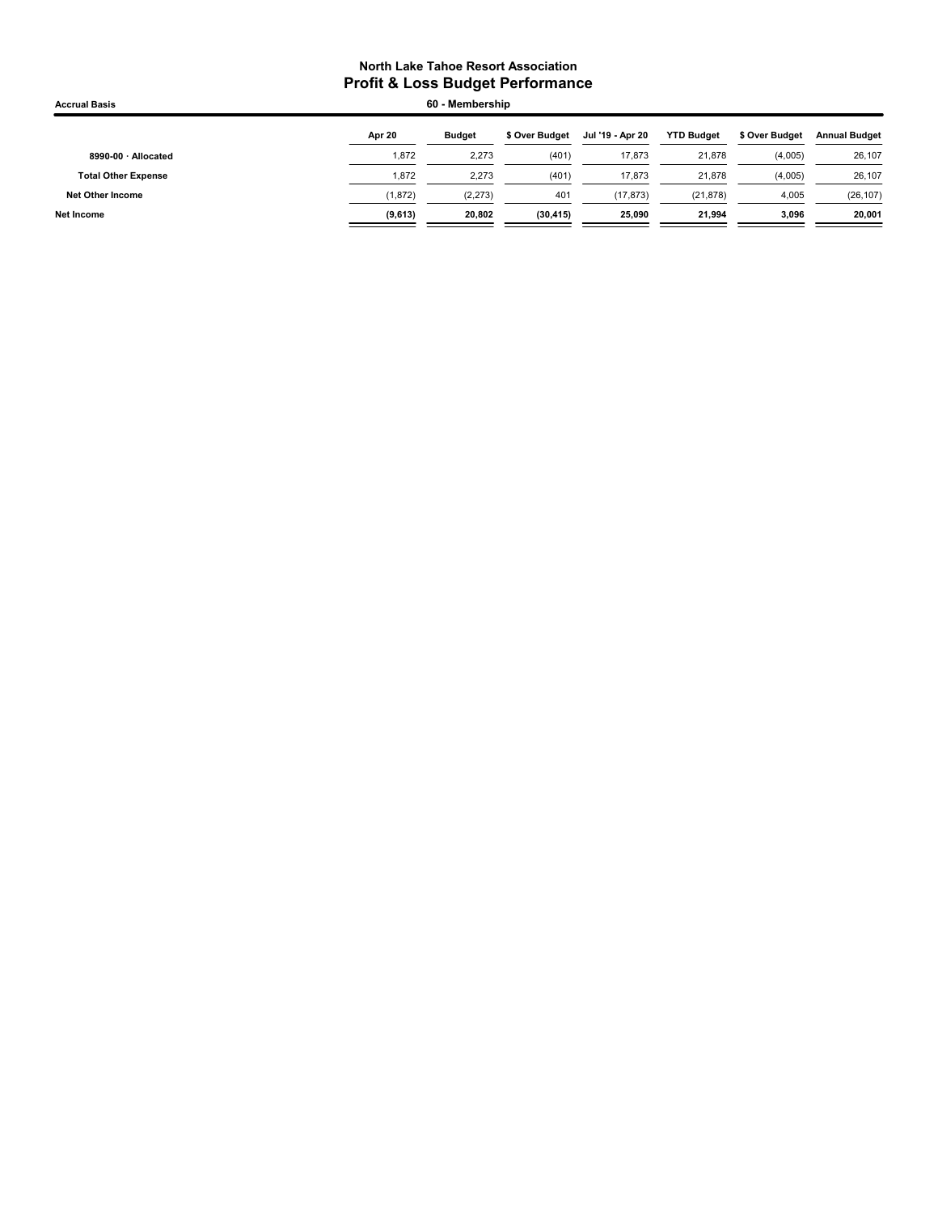**North Lake Tahoe Resort Association**

**Profit & Loss Budget Performance**

**Accrual Basis** | **60 - Membership**

| | Apr 20 | Budget | $ Over Budget | Jul '19 - Apr 20 | YTD Budget | $ Over Budget | Annual Budget |
|---|---|---|---|---|---|---|---|
| **8990-00 · Allocated** | 1,872 | 2,273 | (401) | 17,873 | 21,878 | (4,005) | 26,107 |
| **Total Other Expense** | 1,872 | 2,273 | (401) | 17,873 | 21,878 | (4,005) | 26,107 |
| **Net Other Income** | (1,872) | (2,273) | 401 | (17,873) | (21,878) | 4,005 | (26,107) |
| **Net Income** | **(9,613)** | **20,802** | **(30,415)** | **25,090** | **21,994** | **3,096** | **20,001** |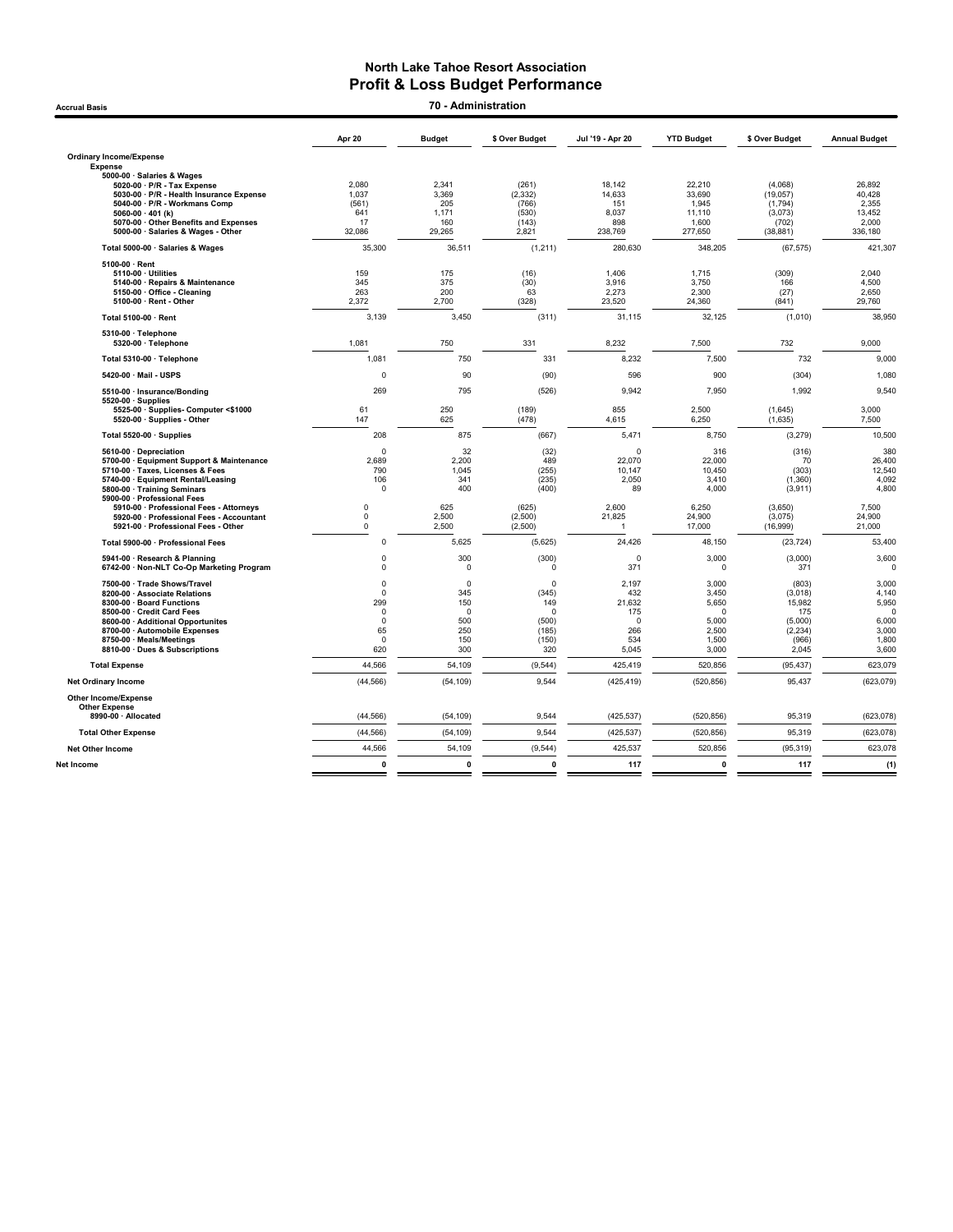# North Lake Tahoe Resort Association
## Profit & Loss Budget Performance
### 70 - Administration

Accrual Basis

| | Apr 20 | Budget | $ Over Budget | Jul '19 - Apr 20 | YTD Budget | $ Over Budget | Annual Budget |
|---|---|---|---|---|---|---|---|
| **Ordinary Income/Expense** | | | | | | | |
| **Expense** | | | | | | | |
| **5000-00 · Salaries & Wages** | | | | | | | |
| 5020-00 · P/R - Tax Expense | 2,080 | 2,341 | (261) | 18,142 | 22,210 | (4,068) | 26,892 |
| 5030-00 · P/R - Health Insurance Expense | 1,037 | 3,369 | (2,332) | 14,633 | 33,690 | (19,057) | 40,428 |
| 5040-00 · P/R - Workmans Comp | (561) | 205 | (766) | 151 | 1,945 | (1,794) | 2,355 |
| 5060-00 · 401 (k) | 641 | 1,171 | (530) | 8,037 | 11,110 | (3,073) | 13,452 |
| 5070-00 · Other Benefits and Expenses | 17 | 160 | (143) | 898 | 1,600 | (702) | 2,000 |
| 5000-00 · Salaries & Wages - Other | 32,086 | 29,265 | 2,821 | 238,769 | 277,650 | (38,881) | 336,180 |
| **Total 5000-00 · Salaries & Wages** | 35,300 | 36,511 | (1,211) | 280,630 | 348,205 | (67,575) | 421,307 |
| **5100-00 · Rent** | | | | | | | |
| 5110-00 · Utilities | 159 | 175 | (16) | 1,406 | 1,715 | (309) | 2,040 |
| 5140-00 · Repairs & Maintenance | 345 | 375 | (30) | 3,916 | 3,750 | 166 | 4,500 |
| 5150-00 · Office - Cleaning | 263 | 200 | 63 | 2,273 | 2,300 | (27) | 2,650 |
| 5100-00 · Rent - Other | 2,372 | 2,700 | (328) | 23,520 | 24,360 | (841) | 29,760 |
| **Total 5100-00 · Rent** | 3,139 | 3,450 | (311) | 31,115 | 32,125 | (1,010) | 38,950 |
| **5310-00 · Telephone** | | | | | | | |
| 5320-00 · Telephone | 1,081 | 750 | 331 | 8,232 | 7,500 | 732 | 9,000 |
| **Total 5310-00 · Telephone** | 1,081 | 750 | 331 | 8,232 | 7,500 | 732 | 9,000 |
| 5420-00 · Mail - USPS | 0 | 90 | (90) | 596 | 900 | (304) | 1,080 |
| 5510-00 · Insurance/Bonding | 269 | 795 | (526) | 9,942 | 7,950 | 1,992 | 9,540 |
| **5520-00 · Supplies** | | | | | | | |
| 5525-00 · Supplies- Computer <$1000 | 61 | 250 | (189) | 855 | 2,500 | (1,645) | 3,000 |
| 5520-00 · Supplies - Other | 147 | 625 | (478) | 4,615 | 6,250 | (1,635) | 7,500 |
| **Total 5520-00 · Supplies** | 208 | 875 | (667) | 5,471 | 8,750 | (3,279) | 10,500 |
| 5610-00 · Depreciation | 0 | 32 | (32) | 0 | 316 | (316) | 380 |
| 5700-00 · Equipment Support & Maintenance | 2,689 | 2,200 | 489 | 22,070 | 22,000 | 70 | 26,400 |
| 5710-00 · Taxes, Licenses & Fees | 790 | 1,045 | (255) | 10,147 | 10,450 | (303) | 12,540 |
| 5740-00 · Equipment Rental/Leasing | 106 | 341 | (235) | 2,050 | 3,410 | (1,360) | 4,092 |
| 5800-00 · Training Seminars | 0 | 400 | (400) | 89 | 4,000 | (3,911) | 4,800 |
| **5900-00 · Professional Fees** | | | | | | | |
| 5910-00 · Professional Fees - Attorneys | 0 | 625 | (625) | 2,600 | 6,250 | (3,650) | 7,500 |
| 5920-00 · Professional Fees - Accountant | 0 | 2,500 | (2,500) | 21,825 | 24,900 | (3,075) | 24,900 |
| 5921-00 · Professional Fees - Other | 0 | 2,500 | (2,500) | 1 | 17,000 | (16,999) | 21,000 |
| **Total 5900-00 · Professional Fees** | 0 | 5,625 | (5,625) | 24,426 | 48,150 | (23,724) | 53,400 |
| 5941-00 · Research & Planning | 0 | 300 | (300) | 0 | 3,000 | (3,000) | 3,600 |
| 6742-00 · Non-NLT Co-Op Marketing Program | 0 | 0 | 0 | 371 | 0 | 371 | 0 |
| 7500-00 · Trade Shows/Travel | 0 | 0 | 0 | 2,197 | 3,000 | (803) | 3,000 |
| 8200-00 · Associate Relations | 0 | 345 | (345) | 432 | 3,450 | (3,018) | 4,140 |
| 8300-00 · Board Functions | 299 | 150 | 149 | 21,632 | 5,650 | 15,982 | 5,950 |
| 8500-00 · Credit Card Fees | 0 | 0 | 0 | 175 | 0 | 175 | 0 |
| 8600-00 · Additional Opportunites | 0 | 500 | (500) | 0 | 5,000 | (5,000) | 6,000 |
| 8700-00 · Automobile Expenses | 65 | 250 | (185) | 266 | 2,500 | (2,234) | 3,000 |
| 8750-00 · Meals/Meetings | 0 | 150 | (150) | 534 | 1,500 | (966) | 1,800 |
| 8810-00 · Dues & Subscriptions | 620 | 300 | 320 | 5,045 | 3,000 | 2,045 | 3,600 |
| **Total Expense** | 44,566 | 54,109 | (9,544) | 425,419 | 520,856 | (95,437) | 623,079 |
| **Net Ordinary Income** | (44,566) | (54,109) | 9,544 | (425,419) | (520,856) | 95,437 | (623,079) |
| **Other Income/Expense** | | | | | | | |
| **Other Expense** | | | | | | | |
| 8990-00 · Allocated | (44,566) | (54,109) | 9,544 | (425,537) | (520,856) | 95,319 | (623,078) |
| **Total Other Expense** | (44,566) | (54,109) | 9,544 | (425,537) | (520,856) | 95,319 | (623,078) |
| **Net Other Income** | 44,566 | 54,109 | (9,544) | 425,537 | 520,856 | (95,319) | 623,078 |
| **Net Income** | **0** | **0** | **0** | **117** | **0** | **117** | **(1)** |